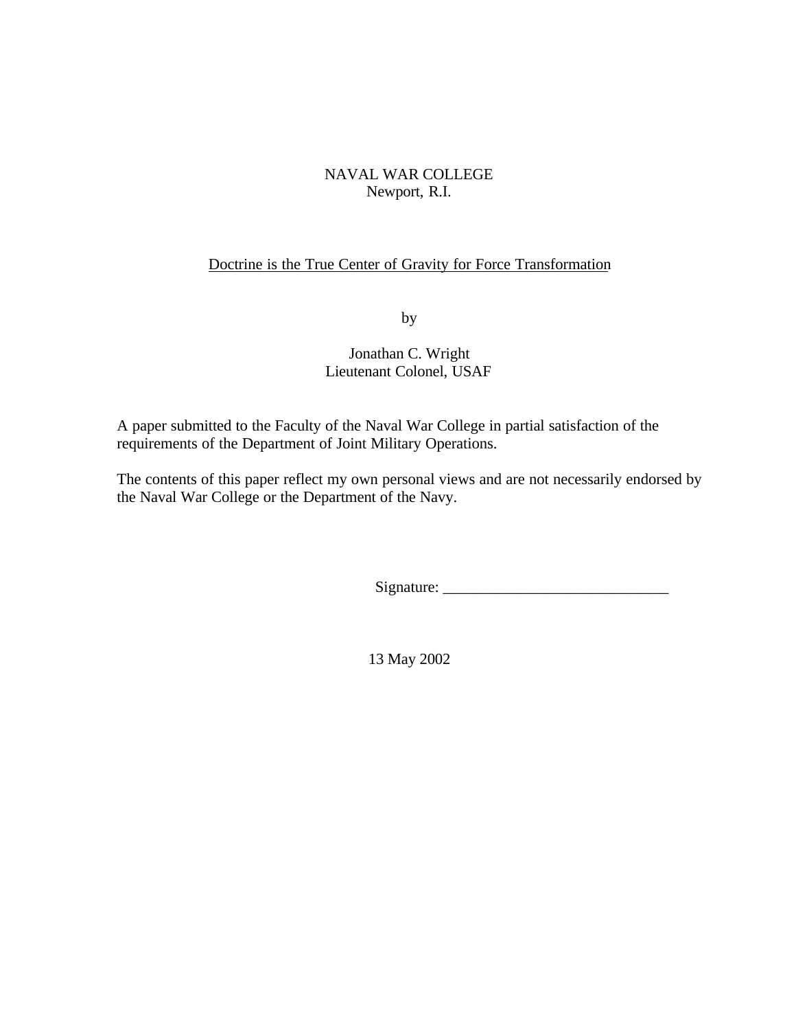NAVAL WAR COLLEGE
Newport, R.I.

Doctrine is the True Center of Gravity for Force Transformation

by

Jonathan C. Wright
Lieutenant Colonel, USAF

A paper submitted to the Faculty of the Naval War College in partial satisfaction of the requirements of the Department of Joint Military Operations.

The contents of this paper reflect my own personal views and are not necessarily endorsed by the Naval War College or the Department of the Navy.

Signature: _____________________________

13 May 2002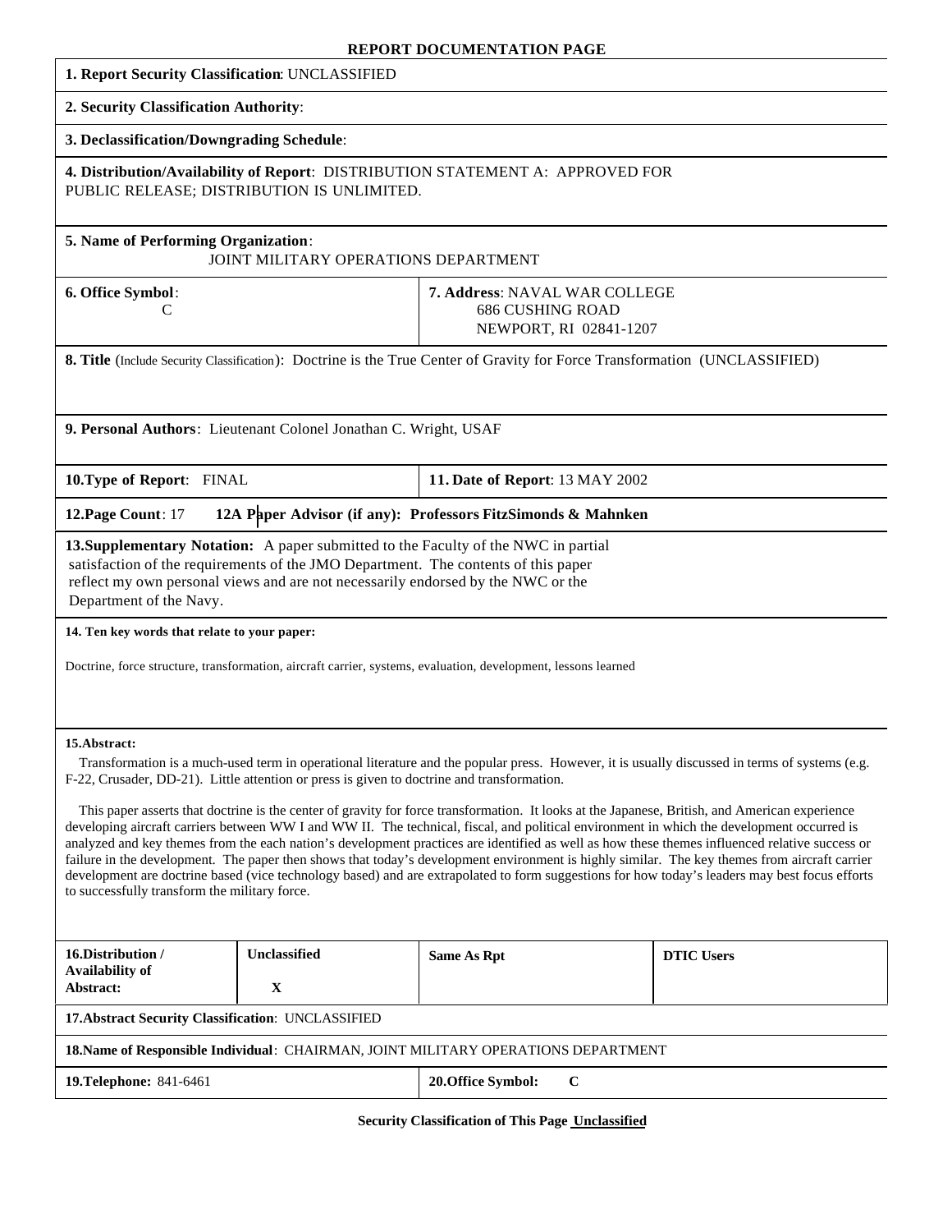# REPORT DOCUMENTATION PAGE

**1. Report Security Classification**: UNCLASSIFIED

**2. Security Classification Authority**:

**3. Declassification/Downgrading Schedule**:

**4. Distribution/Availability of Report**: DISTRIBUTION STATEMENT A: APPROVED FOR PUBLIC RELEASE; DISTRIBUTION IS UNLIMITED.

**5. Name of Performing Organization**:
JOINT MILITARY OPERATIONS DEPARTMENT

| **6. Office Symbol**: C | **7. Address**: NAVAL WAR COLLEGE<br>686 CUSHING ROAD<br>NEWPORT, RI 02841-1207 |
|---|---|

**8. Title** (Include Security Classification): Doctrine is the True Center of Gravity for Force Transformation (UNCLASSIFIED)

**9. Personal Authors**: Lieutenant Colonel Jonathan C. Wright, USAF

| **10.Type of Report**: FINAL | **11. Date of Report**: 13 MAY 2002 |
|---|---|

**12.Page Count**: 17 **12A Paper Advisor (if any): Professors FitzSimonds & Mahnken**

**13.Supplementary Notation:** A paper submitted to the Faculty of the NWC in partial satisfaction of the requirements of the JMO Department. The contents of this paper reflect my own personal views and are not necessarily endorsed by the NWC or the Department of the Navy.

**14. Ten key words that relate to your paper:**

Doctrine, force structure, transformation, aircraft carrier, systems, evaluation, development, lessons learned

**15.Abstract:**

Transformation is a much-used term in operational literature and the popular press. However, it is usually discussed in terms of systems (e.g. F-22, Crusader, DD-21). Little attention or press is given to doctrine and transformation.

This paper asserts that doctrine is the center of gravity for force transformation. It looks at the Japanese, British, and American experience developing aircraft carriers between WW I and WW II. The technical, fiscal, and political environment in which the development occurred is analyzed and key themes from the each nation's development practices are identified as well as how these themes influenced relative success or failure in the development. The paper then shows that today's development environment is highly similar. The key themes from aircraft carrier development are doctrine based (vice technology based) and are extrapolated to form suggestions for how today's leaders may best focus efforts to successfully transform the military force.

| **16.Distribution / Availability of Abstract:** | **Unclassified** | **Same As Rpt** | **DTIC Users** |
|---|---|---|---|
| | **X** | | |

**17.Abstract Security Classification**: UNCLASSIFIED

**18.Name of Responsible Individual**: CHAIRMAN, JOINT MILITARY OPERATIONS DEPARTMENT

| **19.Telephone:** 841-6461 | **20.Office Symbol:** **C** |
|---|---|

**Security Classification of This Page Unclassified**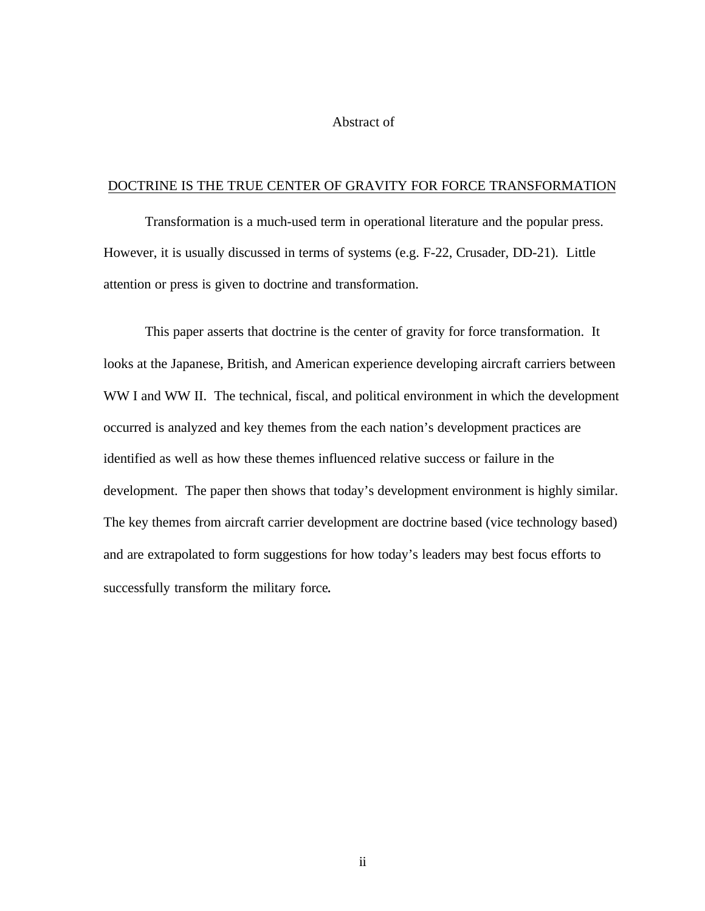Abstract of

DOCTRINE IS THE TRUE CENTER OF GRAVITY FOR FORCE TRANSFORMATION

Transformation is a much-used term in operational literature and the popular press. However, it is usually discussed in terms of systems (e.g. F-22, Crusader, DD-21). Little attention or press is given to doctrine and transformation.

This paper asserts that doctrine is the center of gravity for force transformation. It looks at the Japanese, British, and American experience developing aircraft carriers between WW I and WW II. The technical, fiscal, and political environment in which the development occurred is analyzed and key themes from the each nation's development practices are identified as well as how these themes influenced relative success or failure in the development. The paper then shows that today's development environment is highly similar. The key themes from aircraft carrier development are doctrine based (vice technology based) and are extrapolated to form suggestions for how today's leaders may best focus efforts to successfully transform the military force.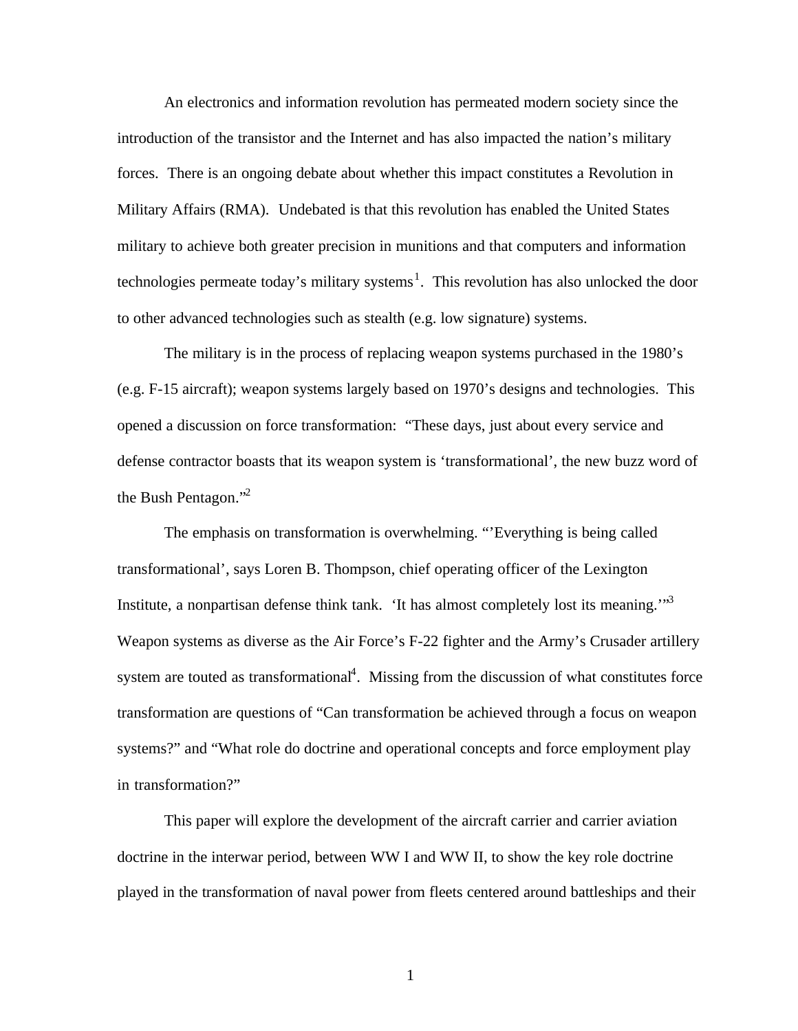An electronics and information revolution has permeated modern society since the introduction of the transistor and the Internet and has also impacted the nation's military forces. There is an ongoing debate about whether this impact constitutes a Revolution in Military Affairs (RMA). Undebated is that this revolution has enabled the United States military to achieve both greater precision in munitions and that computers and information technologies permeate today's military systems[1]. This revolution has also unlocked the door to other advanced technologies such as stealth (e.g. low signature) systems.

The military is in the process of replacing weapon systems purchased in the 1980's (e.g. F-15 aircraft); weapon systems largely based on 1970's designs and technologies. This opened a discussion on force transformation: "These days, just about every service and defense contractor boasts that its weapon system is 'transformational', the new buzz word of the Bush Pentagon."[2]

The emphasis on transformation is overwhelming. "'Everything is being called transformational', says Loren B. Thompson, chief operating officer of the Lexington Institute, a nonpartisan defense think tank. 'It has almost completely lost its meaning.'"[3] Weapon systems as diverse as the Air Force's F-22 fighter and the Army's Crusader artillery system are touted as transformational[4]. Missing from the discussion of what constitutes force transformation are questions of "Can transformation be achieved through a focus on weapon systems?" and "What role do doctrine and operational concepts and force employment play in transformation?"

This paper will explore the development of the aircraft carrier and carrier aviation doctrine in the interwar period, between WW I and WW II, to show the key role doctrine played in the transformation of naval power from fleets centered around battleships and their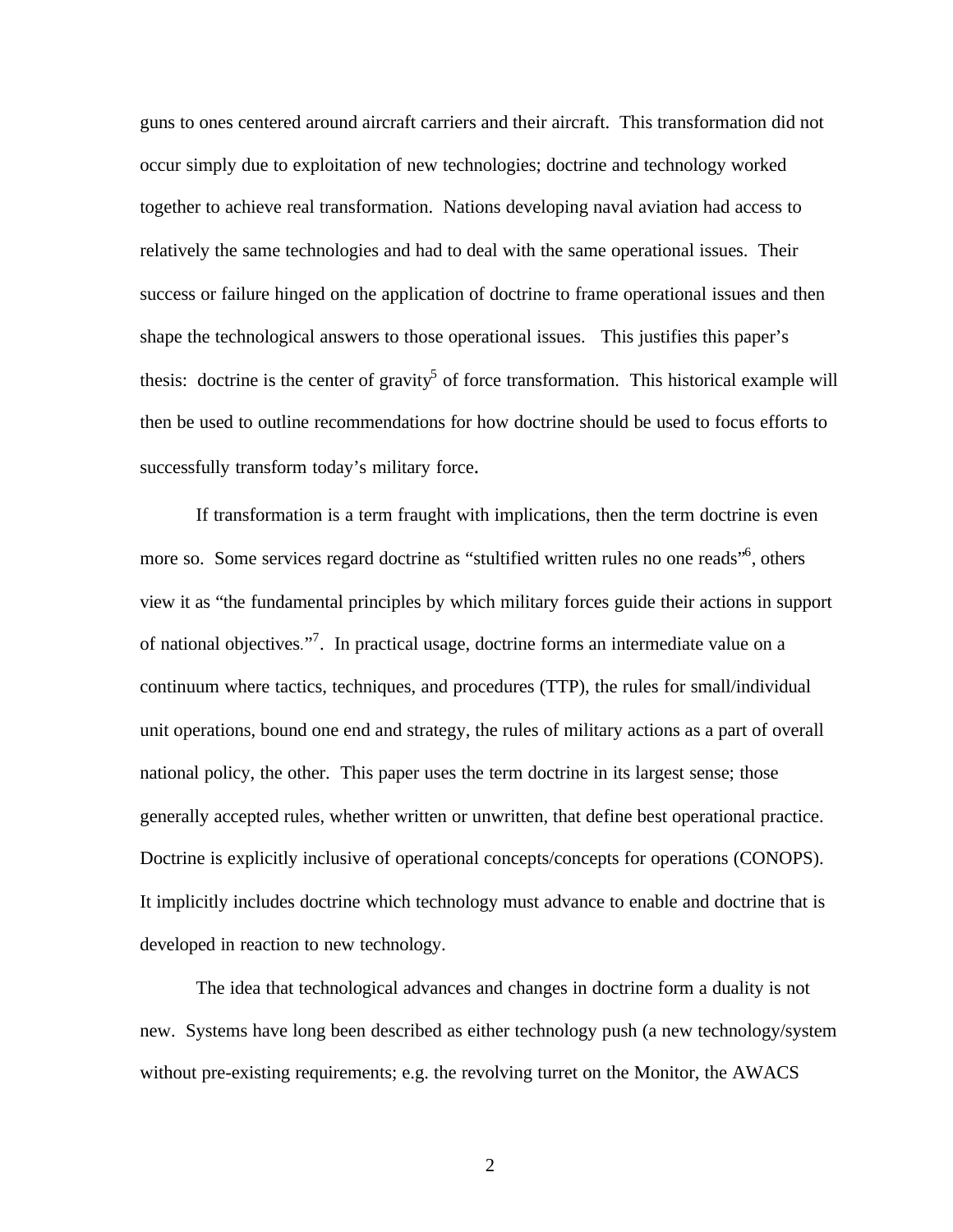guns to ones centered around aircraft carriers and their aircraft. This transformation did not occur simply due to exploitation of new technologies; doctrine and technology worked together to achieve real transformation. Nations developing naval aviation had access to relatively the same technologies and had to deal with the same operational issues. Their success or failure hinged on the application of doctrine to frame operational issues and then shape the technological answers to those operational issues. This justifies this paper's thesis: doctrine is the center of gravity[5] of force transformation. This historical example will then be used to outline recommendations for how doctrine should be used to focus efforts to successfully transform today's military force.

If transformation is a term fraught with implications, then the term doctrine is even more so. Some services regard doctrine as "stultified written rules no one reads"[6], others view it as "the fundamental principles by which military forces guide their actions in support of national objectives."[7]. In practical usage, doctrine forms an intermediate value on a continuum where tactics, techniques, and procedures (TTP), the rules for small/individual unit operations, bound one end and strategy, the rules of military actions as a part of overall national policy, the other. This paper uses the term doctrine in its largest sense; those generally accepted rules, whether written or unwritten, that define best operational practice. Doctrine is explicitly inclusive of operational concepts/concepts for operations (CONOPS). It implicitly includes doctrine which technology must advance to enable and doctrine that is developed in reaction to new technology.

The idea that technological advances and changes in doctrine form a duality is not new. Systems have long been described as either technology push (a new technology/system without pre-existing requirements; e.g. the revolving turret on the Monitor, the AWACS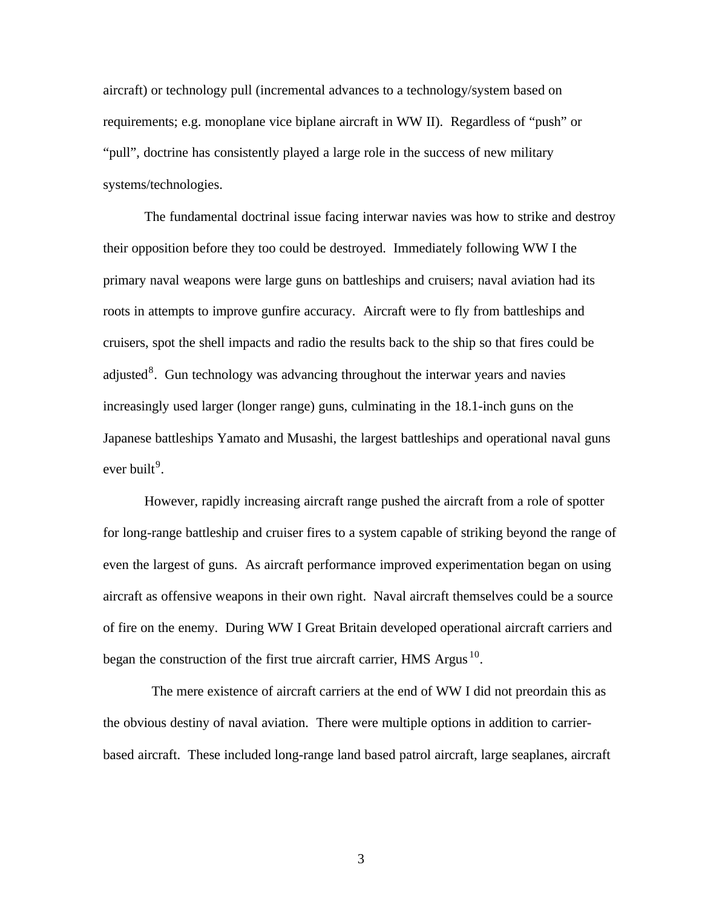aircraft) or technology pull (incremental advances to a technology/system based on requirements; e.g. monoplane vice biplane aircraft in WW II). Regardless of "push" or "pull", doctrine has consistently played a large role in the success of new military systems/technologies.

The fundamental doctrinal issue facing interwar navies was how to strike and destroy their opposition before they too could be destroyed. Immediately following WW I the primary naval weapons were large guns on battleships and cruisers; naval aviation had its roots in attempts to improve gunfire accuracy. Aircraft were to fly from battleships and cruisers, spot the shell impacts and radio the results back to the ship so that fires could be adjusted[8]. Gun technology was advancing throughout the interwar years and navies increasingly used larger (longer range) guns, culminating in the 18.1-inch guns on the Japanese battleships Yamato and Musashi, the largest battleships and operational naval guns ever built[9].

However, rapidly increasing aircraft range pushed the aircraft from a role of spotter for long-range battleship and cruiser fires to a system capable of striking beyond the range of even the largest of guns. As aircraft performance improved experimentation began on using aircraft as offensive weapons in their own right. Naval aircraft themselves could be a source of fire on the enemy. During WW I Great Britain developed operational aircraft carriers and began the construction of the first true aircraft carrier, HMS Argus[10].

The mere existence of aircraft carriers at the end of WW I did not preordain this as the obvious destiny of naval aviation. There were multiple options in addition to carrier-based aircraft. These included long-range land based patrol aircraft, large seaplanes, aircraft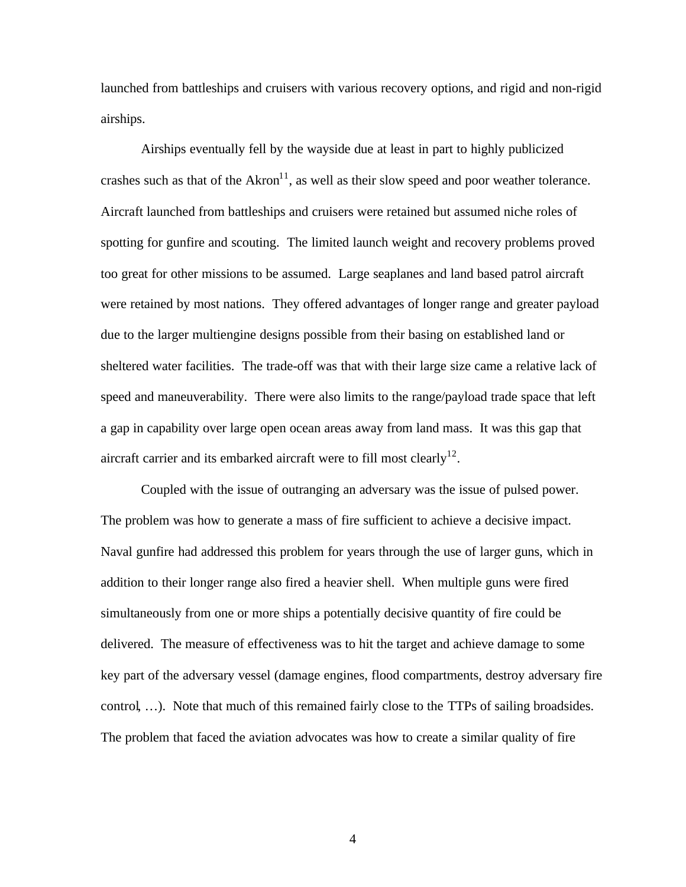launched from battleships and cruisers with various recovery options, and rigid and non-rigid airships.

Airships eventually fell by the wayside due at least in part to highly publicized crashes such as that of the Akron[11], as well as their slow speed and poor weather tolerance. Aircraft launched from battleships and cruisers were retained but assumed niche roles of spotting for gunfire and scouting. The limited launch weight and recovery problems proved too great for other missions to be assumed. Large seaplanes and land based patrol aircraft were retained by most nations. They offered advantages of longer range and greater payload due to the larger multiengine designs possible from their basing on established land or sheltered water facilities. The trade-off was that with their large size came a relative lack of speed and maneuverability. There were also limits to the range/payload trade space that left a gap in capability over large open ocean areas away from land mass. It was this gap that aircraft carrier and its embarked aircraft were to fill most clearly[12].

Coupled with the issue of outranging an adversary was the issue of pulsed power. The problem was how to generate a mass of fire sufficient to achieve a decisive impact. Naval gunfire had addressed this problem for years through the use of larger guns, which in addition to their longer range also fired a heavier shell. When multiple guns were fired simultaneously from one or more ships a potentially decisive quantity of fire could be delivered. The measure of effectiveness was to hit the target and achieve damage to some key part of the adversary vessel (damage engines, flood compartments, destroy adversary fire control, …). Note that much of this remained fairly close to the TTPs of sailing broadsides. The problem that faced the aviation advocates was how to create a similar quality of fire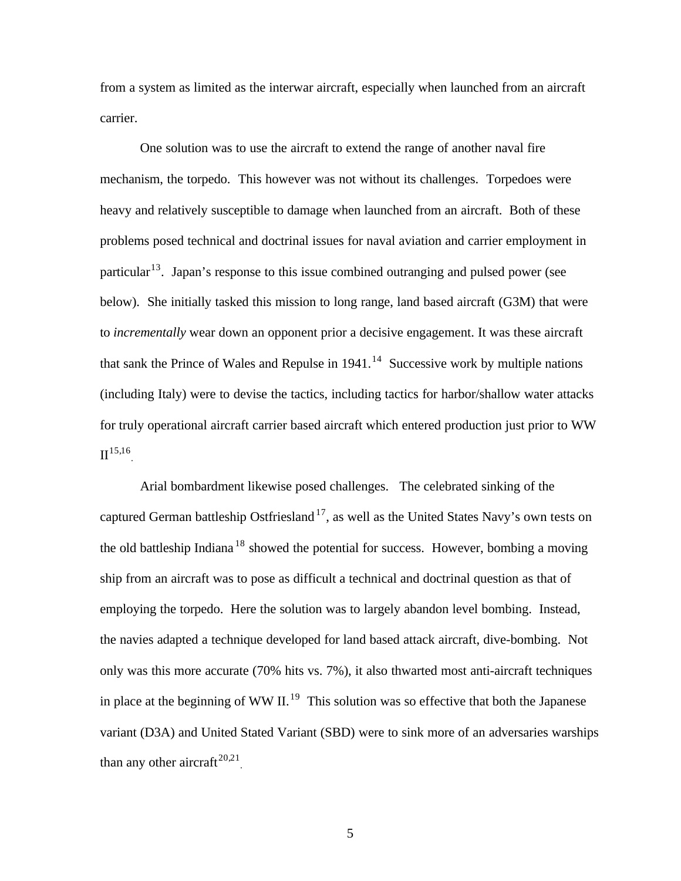from a system as limited as the interwar aircraft, especially when launched from an aircraft carrier.

One solution was to use the aircraft to extend the range of another naval fire mechanism, the torpedo. This however was not without its challenges. Torpedoes were heavy and relatively susceptible to damage when launched from an aircraft. Both of these problems posed technical and doctrinal issues for naval aviation and carrier employment in particular[13]. Japan's response to this issue combined outranging and pulsed power (see below). She initially tasked this mission to long range, land based aircraft (G3M) that were to *incrementally* wear down an opponent prior a decisive engagement. It was these aircraft that sank the Prince of Wales and Repulse in 1941.[14] Successive work by multiple nations (including Italy) were to devise the tactics, including tactics for harbor/shallow water attacks for truly operational aircraft carrier based aircraft which entered production just prior to WW II[15,16].

Arial bombardment likewise posed challenges. The celebrated sinking of the captured German battleship Ostfriesland[17], as well as the United States Navy's own tests on the old battleship Indiana[18] showed the potential for success. However, bombing a moving ship from an aircraft was to pose as difficult a technical and doctrinal question as that of employing the torpedo. Here the solution was to largely abandon level bombing. Instead, the navies adapted a technique developed for land based attack aircraft, dive-bombing. Not only was this more accurate (70% hits vs. 7%), it also thwarted most anti-aircraft techniques in place at the beginning of WW II.[19] This solution was so effective that both the Japanese variant (D3A) and United Stated Variant (SBD) were to sink more of an adversaries warships than any other aircraft[20,21].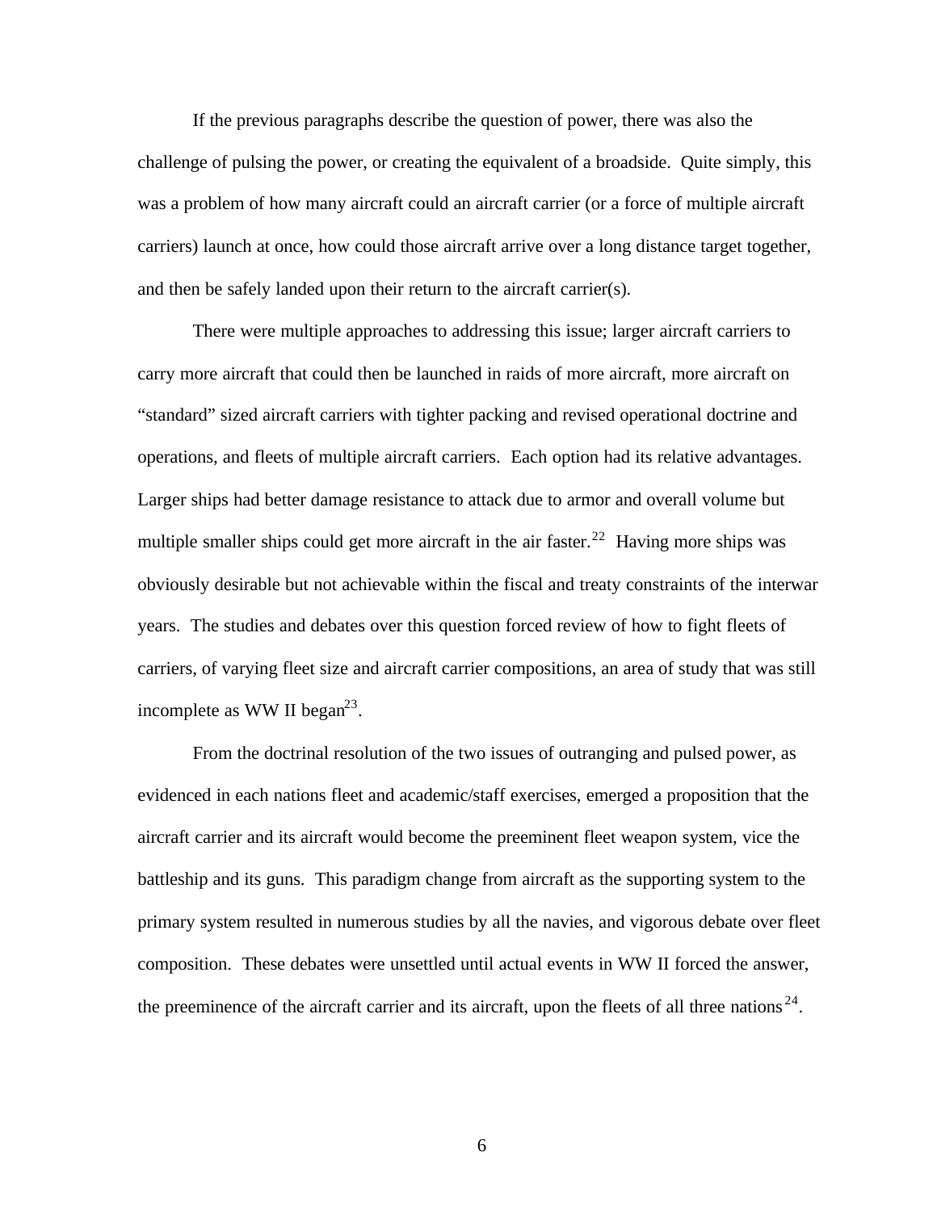If the previous paragraphs describe the question of power, there was also the challenge of pulsing the power, or creating the equivalent of a broadside. Quite simply, this was a problem of how many aircraft could an aircraft carrier (or a force of multiple aircraft carriers) launch at once, how could those aircraft arrive over a long distance target together, and then be safely landed upon their return to the aircraft carrier(s).

There were multiple approaches to addressing this issue; larger aircraft carriers to carry more aircraft that could then be launched in raids of more aircraft, more aircraft on "standard" sized aircraft carriers with tighter packing and revised operational doctrine and operations, and fleets of multiple aircraft carriers. Each option had its relative advantages. Larger ships had better damage resistance to attack due to armor and overall volume but multiple smaller ships could get more aircraft in the air faster.[22] Having more ships was obviously desirable but not achievable within the fiscal and treaty constraints of the interwar years. The studies and debates over this question forced review of how to fight fleets of carriers, of varying fleet size and aircraft carrier compositions, an area of study that was still incomplete as WW II began[23].

From the doctrinal resolution of the two issues of outranging and pulsed power, as evidenced in each nations fleet and academic/staff exercises, emerged a proposition that the aircraft carrier and its aircraft would become the preeminent fleet weapon system, vice the battleship and its guns. This paradigm change from aircraft as the supporting system to the primary system resulted in numerous studies by all the navies, and vigorous debate over fleet composition. These debates were unsettled until actual events in WW II forced the answer, the preeminence of the aircraft carrier and its aircraft, upon the fleets of all three nations[24].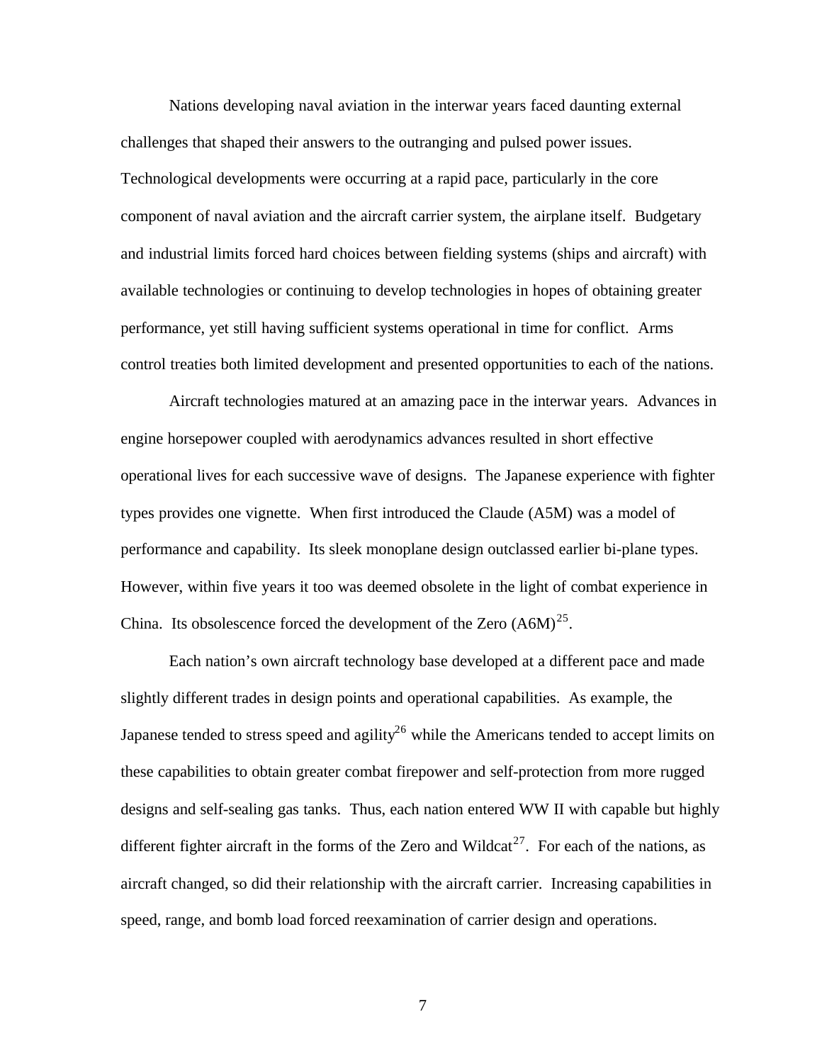Nations developing naval aviation in the interwar years faced daunting external challenges that shaped their answers to the outranging and pulsed power issues. Technological developments were occurring at a rapid pace, particularly in the core component of naval aviation and the aircraft carrier system, the airplane itself. Budgetary and industrial limits forced hard choices between fielding systems (ships and aircraft) with available technologies or continuing to develop technologies in hopes of obtaining greater performance, yet still having sufficient systems operational in time for conflict. Arms control treaties both limited development and presented opportunities to each of the nations.

Aircraft technologies matured at an amazing pace in the interwar years. Advances in engine horsepower coupled with aerodynamics advances resulted in short effective operational lives for each successive wave of designs. The Japanese experience with fighter types provides one vignette. When first introduced the Claude (A5M) was a model of performance and capability. Its sleek monoplane design outclassed earlier bi-plane types. However, within five years it too was deemed obsolete in the light of combat experience in China. Its obsolescence forced the development of the Zero (A6M)[25].

Each nation's own aircraft technology base developed at a different pace and made slightly different trades in design points and operational capabilities. As example, the Japanese tended to stress speed and agility[26] while the Americans tended to accept limits on these capabilities to obtain greater combat firepower and self-protection from more rugged designs and self-sealing gas tanks. Thus, each nation entered WW II with capable but highly different fighter aircraft in the forms of the Zero and Wildcat[27]. For each of the nations, as aircraft changed, so did their relationship with the aircraft carrier. Increasing capabilities in speed, range, and bomb load forced reexamination of carrier design and operations.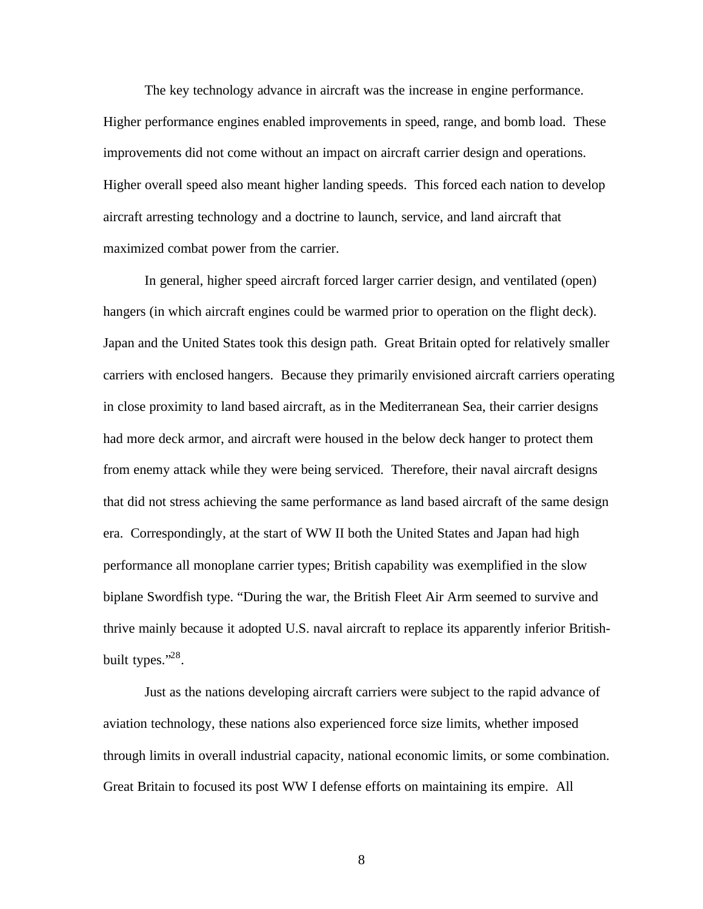The key technology advance in aircraft was the increase in engine performance. Higher performance engines enabled improvements in speed, range, and bomb load. These improvements did not come without an impact on aircraft carrier design and operations. Higher overall speed also meant higher landing speeds. This forced each nation to develop aircraft arresting technology and a doctrine to launch, service, and land aircraft that maximized combat power from the carrier.

In general, higher speed aircraft forced larger carrier design, and ventilated (open) hangers (in which aircraft engines could be warmed prior to operation on the flight deck). Japan and the United States took this design path. Great Britain opted for relatively smaller carriers with enclosed hangers. Because they primarily envisioned aircraft carriers operating in close proximity to land based aircraft, as in the Mediterranean Sea, their carrier designs had more deck armor, and aircraft were housed in the below deck hanger to protect them from enemy attack while they were being serviced. Therefore, their naval aircraft designs that did not stress achieving the same performance as land based aircraft of the same design era. Correspondingly, at the start of WW II both the United States and Japan had high performance all monoplane carrier types; British capability was exemplified in the slow biplane Swordfish type. "During the war, the British Fleet Air Arm seemed to survive and thrive mainly because it adopted U.S. naval aircraft to replace its apparently inferior British-built types."[28].

Just as the nations developing aircraft carriers were subject to the rapid advance of aviation technology, these nations also experienced force size limits, whether imposed through limits in overall industrial capacity, national economic limits, or some combination. Great Britain to focused its post WW I defense efforts on maintaining its empire. All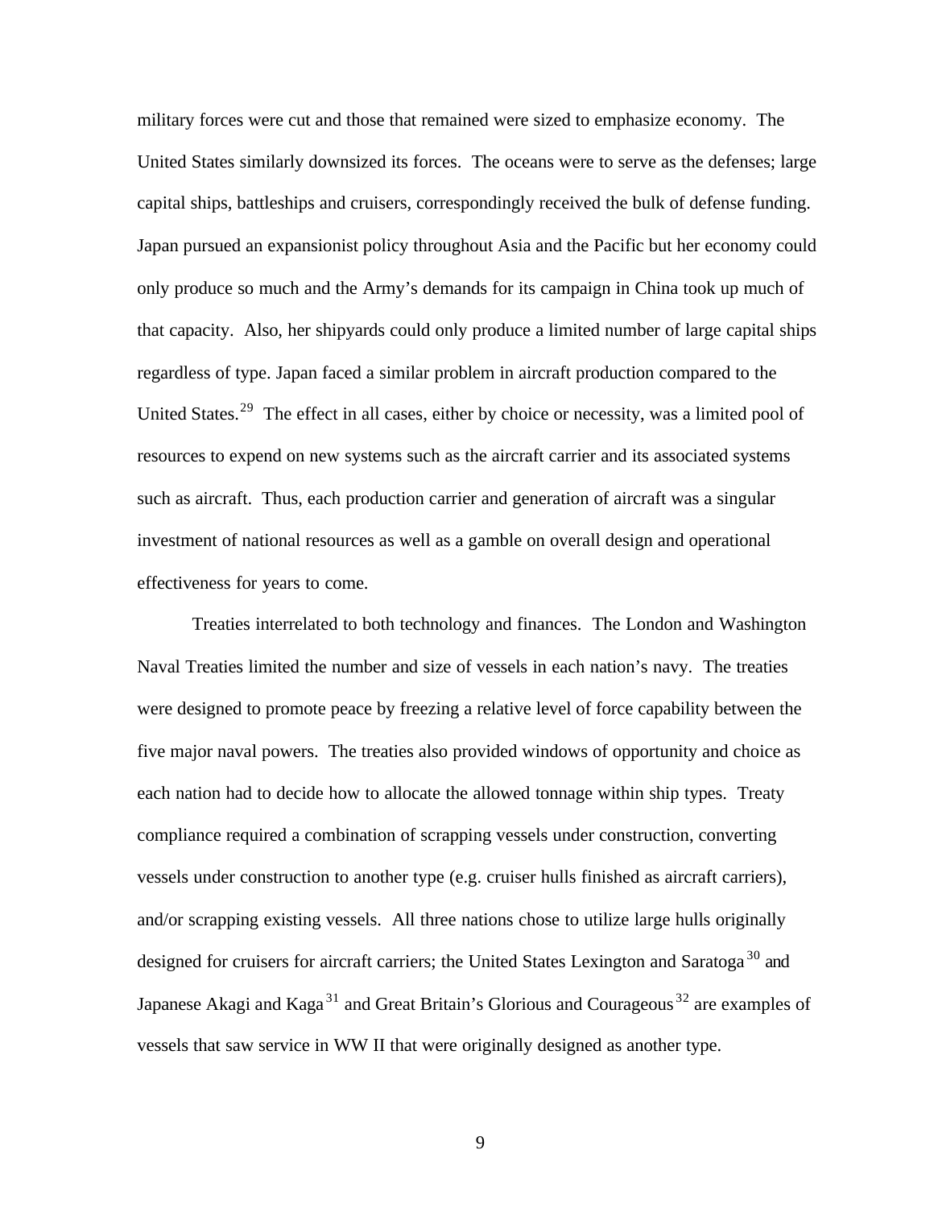military forces were cut and those that remained were sized to emphasize economy. The United States similarly downsized its forces. The oceans were to serve as the defenses; large capital ships, battleships and cruisers, correspondingly received the bulk of defense funding. Japan pursued an expansionist policy throughout Asia and the Pacific but her economy could only produce so much and the Army's demands for its campaign in China took up much of that capacity. Also, her shipyards could only produce a limited number of large capital ships regardless of type. Japan faced a similar problem in aircraft production compared to the United States.[29] The effect in all cases, either by choice or necessity, was a limited pool of resources to expend on new systems such as the aircraft carrier and its associated systems such as aircraft. Thus, each production carrier and generation of aircraft was a singular investment of national resources as well as a gamble on overall design and operational effectiveness for years to come.

Treaties interrelated to both technology and finances. The London and Washington Naval Treaties limited the number and size of vessels in each nation's navy. The treaties were designed to promote peace by freezing a relative level of force capability between the five major naval powers. The treaties also provided windows of opportunity and choice as each nation had to decide how to allocate the allowed tonnage within ship types. Treaty compliance required a combination of scrapping vessels under construction, converting vessels under construction to another type (e.g. cruiser hulls finished as aircraft carriers), and/or scrapping existing vessels. All three nations chose to utilize large hulls originally designed for cruisers for aircraft carriers; the United States Lexington and Saratoga[30] and Japanese Akagi and Kaga[31] and Great Britain's Glorious and Courageous[32] are examples of vessels that saw service in WW II that were originally designed as another type.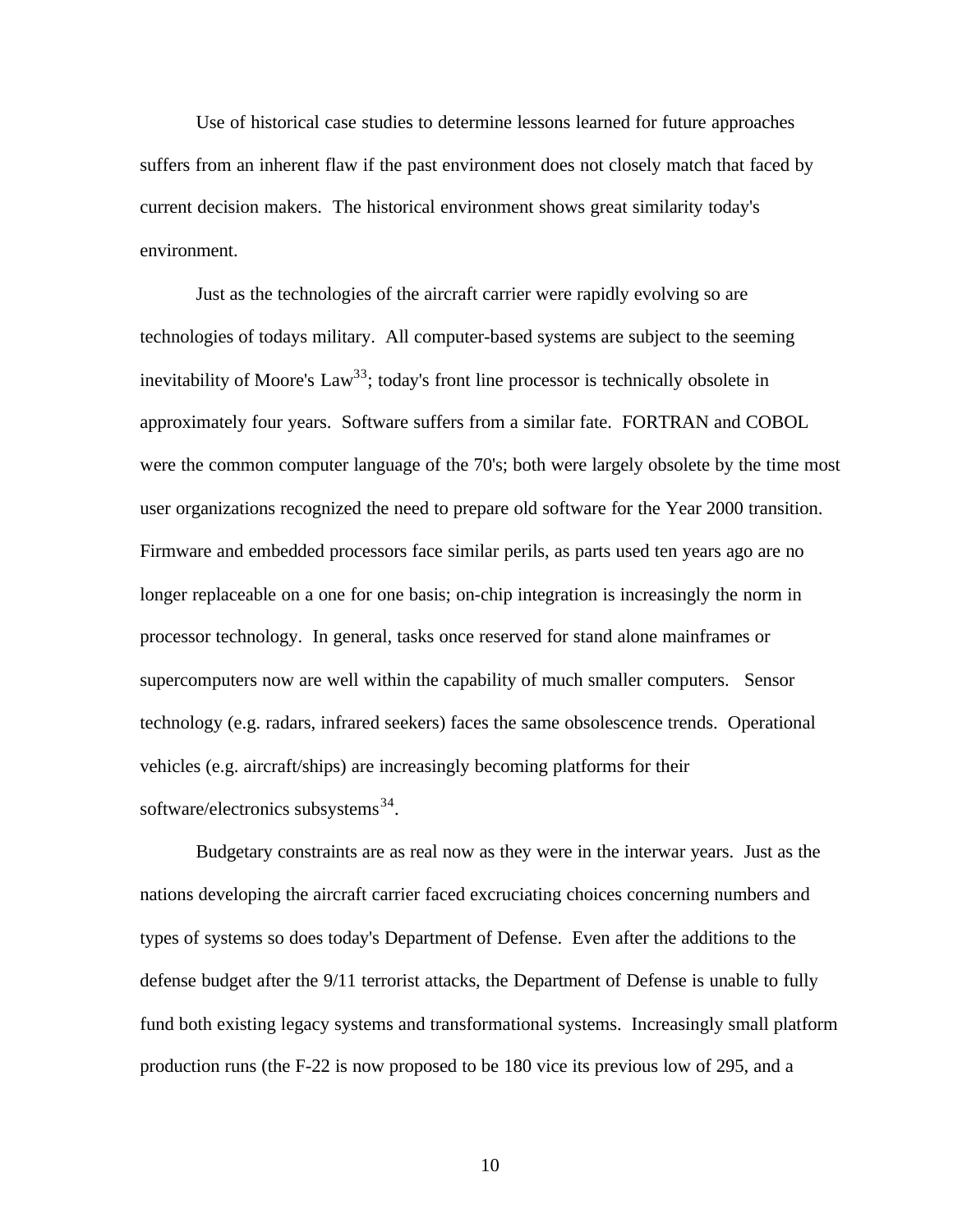Use of historical case studies to determine lessons learned for future approaches suffers from an inherent flaw if the past environment does not closely match that faced by current decision makers. The historical environment shows great similarity today's environment.

Just as the technologies of the aircraft carrier were rapidly evolving so are technologies of todays military. All computer-based systems are subject to the seeming inevitability of Moore's Law[33]; today's front line processor is technically obsolete in approximately four years. Software suffers from a similar fate. FORTRAN and COBOL were the common computer language of the 70's; both were largely obsolete by the time most user organizations recognized the need to prepare old software for the Year 2000 transition. Firmware and embedded processors face similar perils, as parts used ten years ago are no longer replaceable on a one for one basis; on-chip integration is increasingly the norm in processor technology. In general, tasks once reserved for stand alone mainframes or supercomputers now are well within the capability of much smaller computers. Sensor technology (e.g. radars, infrared seekers) faces the same obsolescence trends. Operational vehicles (e.g. aircraft/ships) are increasingly becoming platforms for their software/electronics subsystems[34].

Budgetary constraints are as real now as they were in the interwar years. Just as the nations developing the aircraft carrier faced excruciating choices concerning numbers and types of systems so does today's Department of Defense. Even after the additions to the defense budget after the 9/11 terrorist attacks, the Department of Defense is unable to fully fund both existing legacy systems and transformational systems. Increasingly small platform production runs (the F-22 is now proposed to be 180 vice its previous low of 295, and a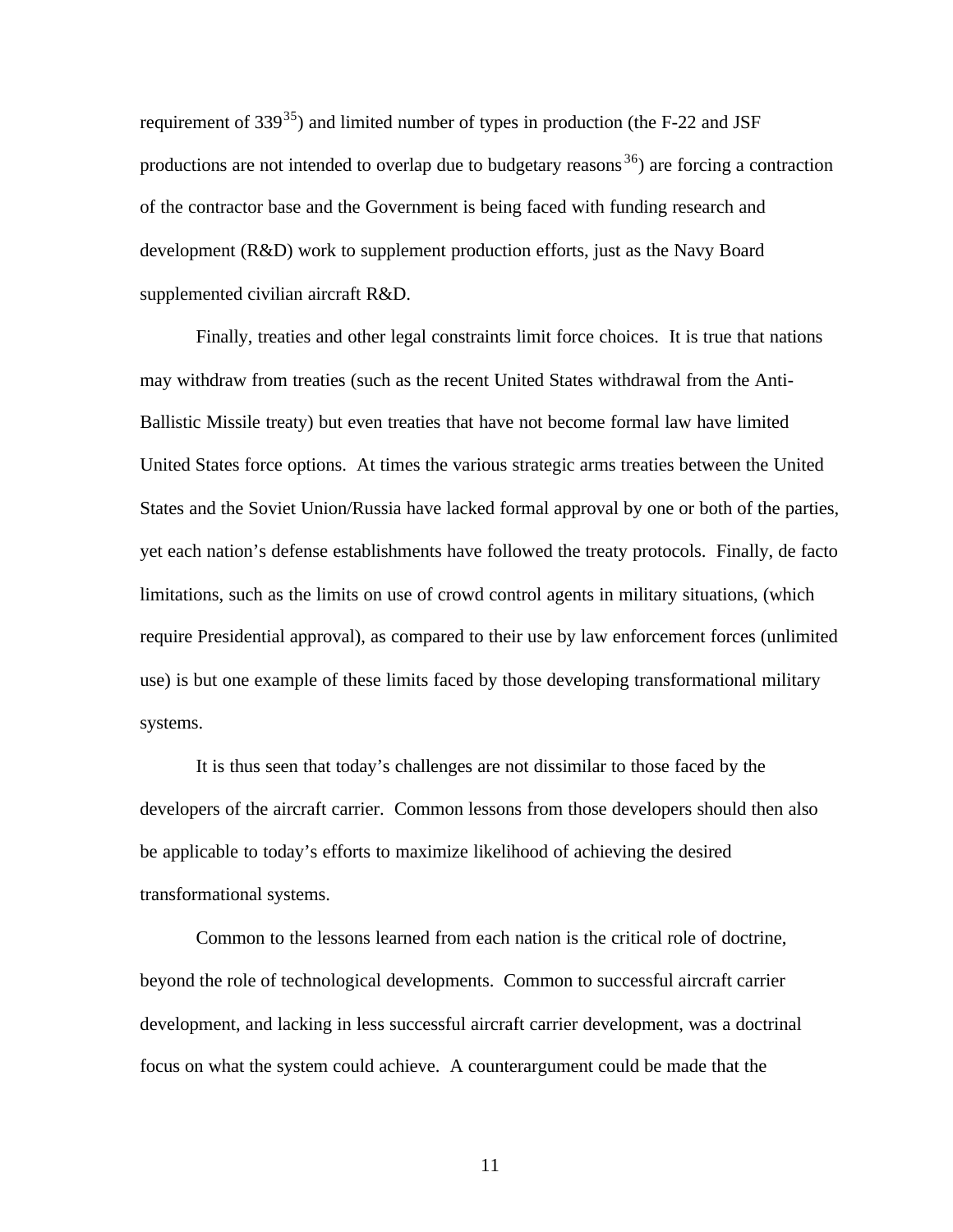requirement of 339[35]) and limited number of types in production (the F-22 and JSF productions are not intended to overlap due to budgetary reasons[36]) are forcing a contraction of the contractor base and the Government is being faced with funding research and development (R&D) work to supplement production efforts, just as the Navy Board supplemented civilian aircraft R&D.

Finally, treaties and other legal constraints limit force choices. It is true that nations may withdraw from treaties (such as the recent United States withdrawal from the Anti-Ballistic Missile treaty) but even treaties that have not become formal law have limited United States force options. At times the various strategic arms treaties between the United States and the Soviet Union/Russia have lacked formal approval by one or both of the parties, yet each nation's defense establishments have followed the treaty protocols. Finally, de facto limitations, such as the limits on use of crowd control agents in military situations, (which require Presidential approval), as compared to their use by law enforcement forces (unlimited use) is but one example of these limits faced by those developing transformational military systems.

It is thus seen that today's challenges are not dissimilar to those faced by the developers of the aircraft carrier. Common lessons from those developers should then also be applicable to today's efforts to maximize likelihood of achieving the desired transformational systems.

Common to the lessons learned from each nation is the critical role of doctrine, beyond the role of technological developments. Common to successful aircraft carrier development, and lacking in less successful aircraft carrier development, was a doctrinal focus on what the system could achieve. A counterargument could be made that the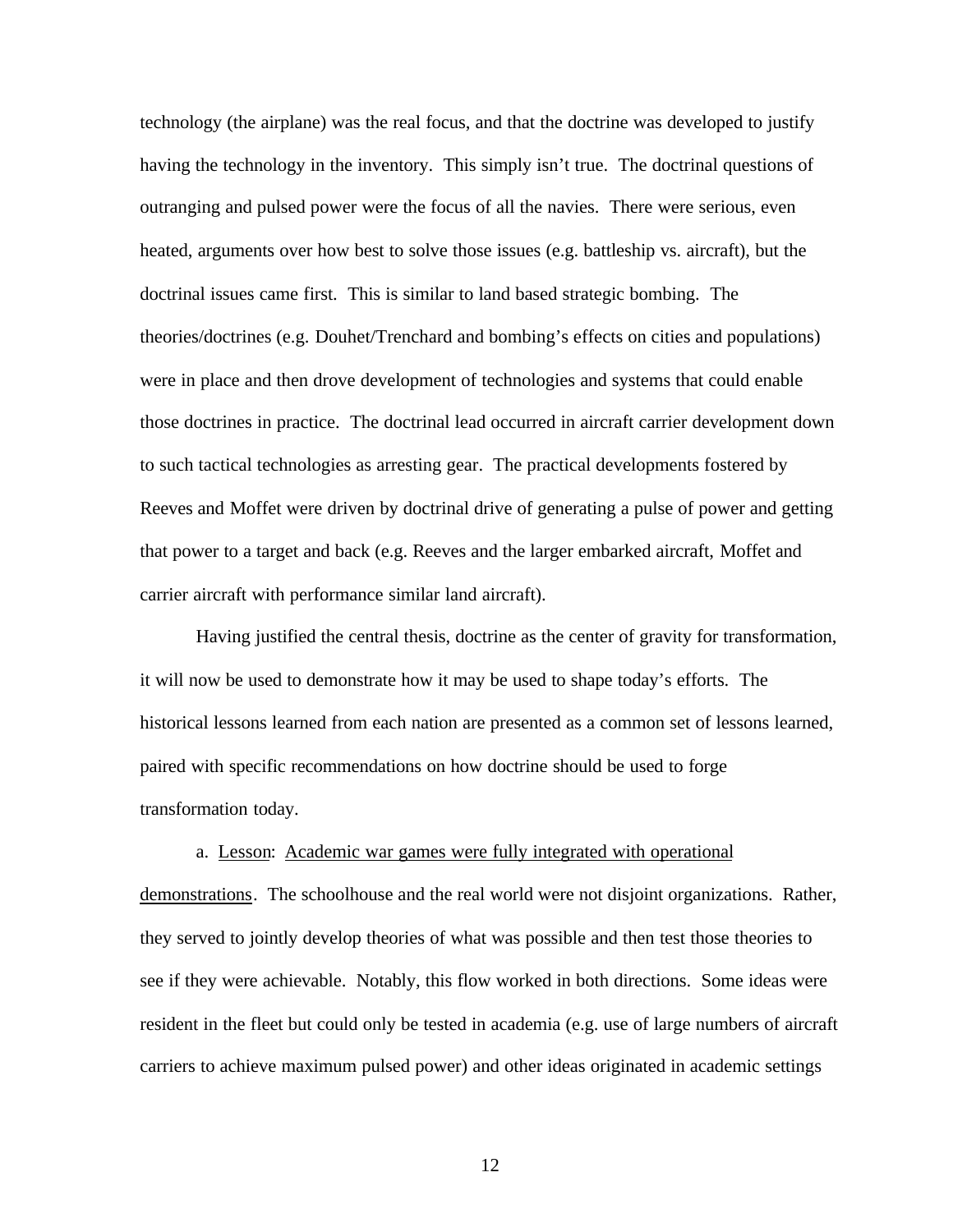technology (the airplane) was the real focus, and that the doctrine was developed to justify having the technology in the inventory. This simply isn't true. The doctrinal questions of outranging and pulsed power were the focus of all the navies. There were serious, even heated, arguments over how best to solve those issues (e.g. battleship vs. aircraft), but the doctrinal issues came first. This is similar to land based strategic bombing. The theories/doctrines (e.g. Douhet/Trenchard and bombing's effects on cities and populations) were in place and then drove development of technologies and systems that could enable those doctrines in practice. The doctrinal lead occurred in aircraft carrier development down to such tactical technologies as arresting gear. The practical developments fostered by Reeves and Moffet were driven by doctrinal drive of generating a pulse of power and getting that power to a target and back (e.g. Reeves and the larger embarked aircraft, Moffet and carrier aircraft with performance similar land aircraft).

Having justified the central thesis, doctrine as the center of gravity for transformation, it will now be used to demonstrate how it may be used to shape today's efforts. The historical lessons learned from each nation are presented as a common set of lessons learned, paired with specific recommendations on how doctrine should be used to forge transformation today.

a. <u>Lesson</u>: <u>Academic war games were fully integrated with operational demonstrations</u>. The schoolhouse and the real world were not disjoint organizations. Rather, they served to jointly develop theories of what was possible and then test those theories to see if they were achievable. Notably, this flow worked in both directions. Some ideas were resident in the fleet but could only be tested in academia (e.g. use of large numbers of aircraft carriers to achieve maximum pulsed power) and other ideas originated in academic settings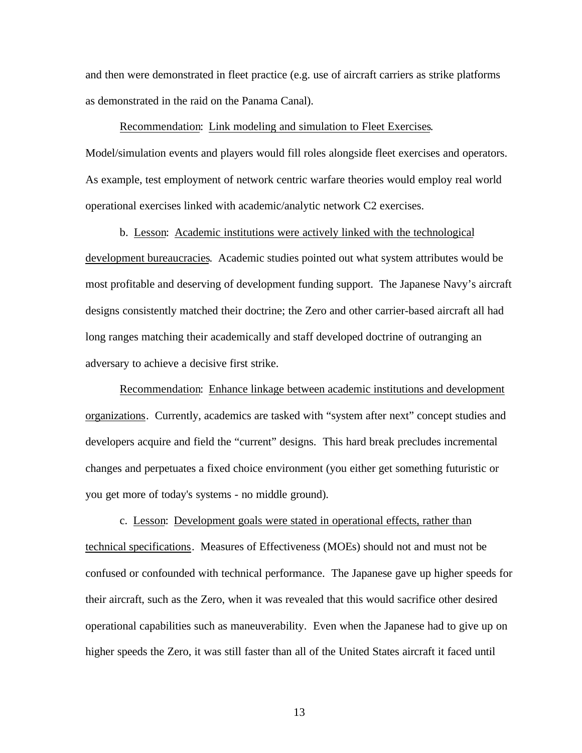and then were demonstrated in fleet practice (e.g. use of aircraft carriers as strike platforms as demonstrated in the raid on the Panama Canal).

Recommendation: Link modeling and simulation to Fleet Exercises. Model/simulation events and players would fill roles alongside fleet exercises and operators. As example, test employment of network centric warfare theories would employ real world operational exercises linked with academic/analytic network C2 exercises.

b. Lesson: Academic institutions were actively linked with the technological development bureaucracies. Academic studies pointed out what system attributes would be most profitable and deserving of development funding support. The Japanese Navy's aircraft designs consistently matched their doctrine; the Zero and other carrier-based aircraft all had long ranges matching their academically and staff developed doctrine of outranging an adversary to achieve a decisive first strike.

Recommendation: Enhance linkage between academic institutions and development organizations. Currently, academics are tasked with "system after next" concept studies and developers acquire and field the "current" designs. This hard break precludes incremental changes and perpetuates a fixed choice environment (you either get something futuristic or you get more of today's systems - no middle ground).

c. Lesson: Development goals were stated in operational effects, rather than technical specifications. Measures of Effectiveness (MOEs) should not and must not be confused or confounded with technical performance. The Japanese gave up higher speeds for their aircraft, such as the Zero, when it was revealed that this would sacrifice other desired operational capabilities such as maneuverability. Even when the Japanese had to give up on higher speeds the Zero, it was still faster than all of the United States aircraft it faced until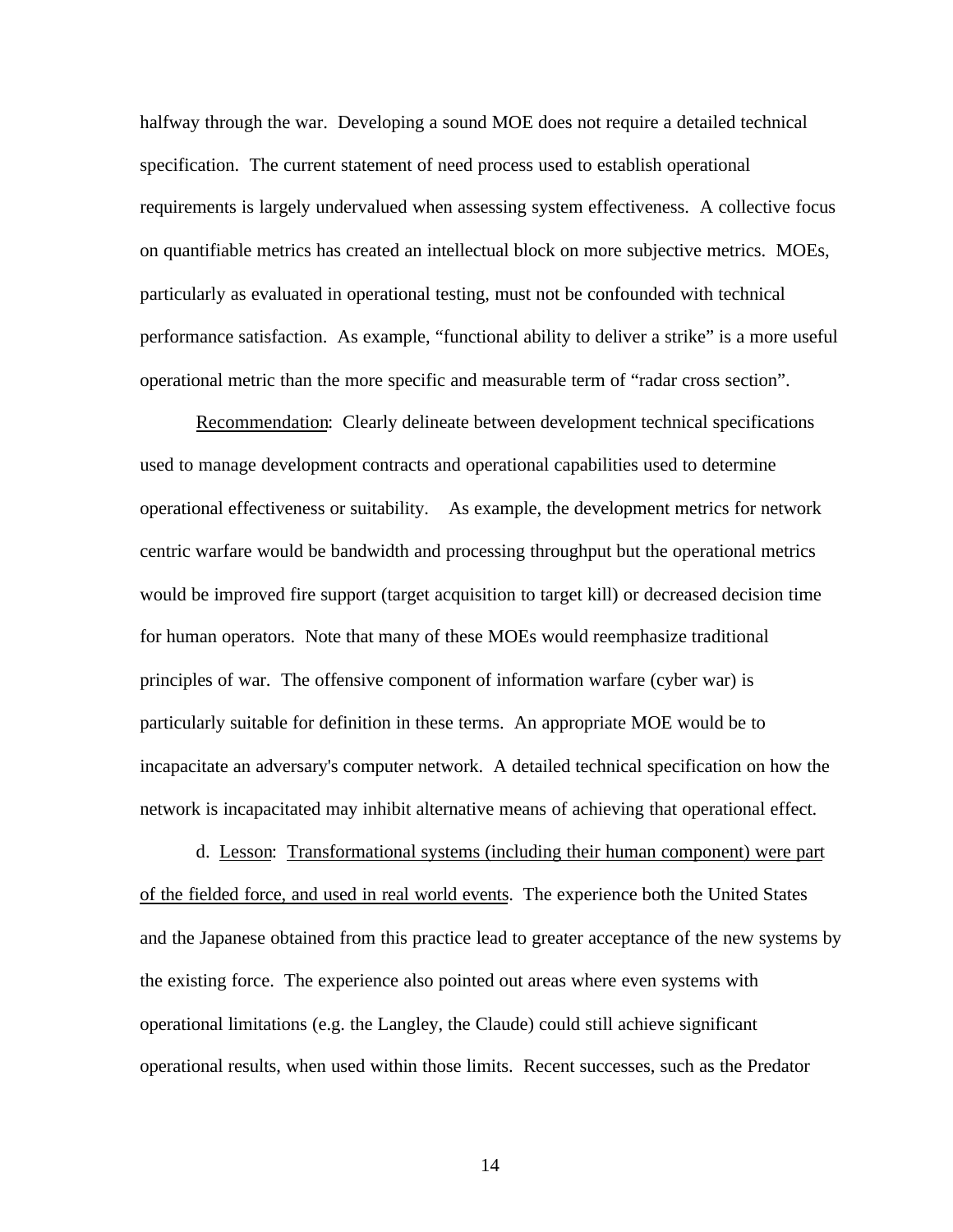halfway through the war. Developing a sound MOE does not require a detailed technical specification. The current statement of need process used to establish operational requirements is largely undervalued when assessing system effectiveness. A collective focus on quantifiable metrics has created an intellectual block on more subjective metrics. MOEs, particularly as evaluated in operational testing, must not be confounded with technical performance satisfaction. As example, "functional ability to deliver a strike" is a more useful operational metric than the more specific and measurable term of "radar cross section".

<u>Recommendation</u>: Clearly delineate between development technical specifications used to manage development contracts and operational capabilities used to determine operational effectiveness or suitability. As example, the development metrics for network centric warfare would be bandwidth and processing throughput but the operational metrics would be improved fire support (target acquisition to target kill) or decreased decision time for human operators. Note that many of these MOEs would reemphasize traditional principles of war. The offensive component of information warfare (cyber war) is particularly suitable for definition in these terms. An appropriate MOE would be to incapacitate an adversary's computer network. A detailed technical specification on how the network is incapacitated may inhibit alternative means of achieving that operational effect.

d. <u>Lesson</u>: <u>Transformational systems (including their human component) were part of the fielded force, and used in real world events</u>. The experience both the United States and the Japanese obtained from this practice lead to greater acceptance of the new systems by the existing force. The experience also pointed out areas where even systems with operational limitations (e.g. the Langley, the Claude) could still achieve significant operational results, when used within those limits. Recent successes, such as the Predator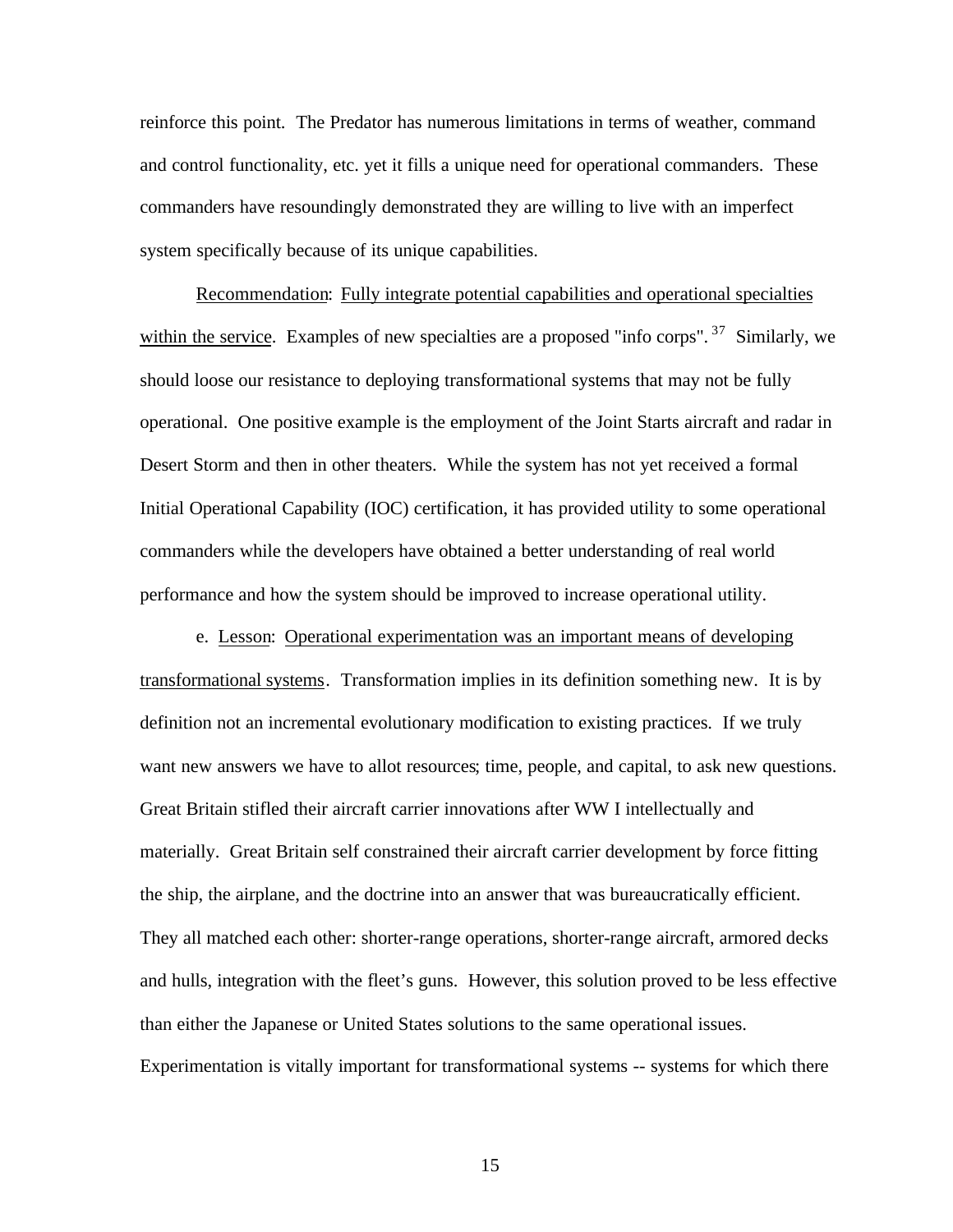reinforce this point. The Predator has numerous limitations in terms of weather, command and control functionality, etc. yet it fills a unique need for operational commanders. These commanders have resoundingly demonstrated they are willing to live with an imperfect system specifically because of its unique capabilities.

<u>Recommendation</u>: <u>Fully integrate potential capabilities and operational specialties within the service</u>. Examples of new specialties are a proposed "info corps".[37] Similarly, we should loose our resistance to deploying transformational systems that may not be fully operational. One positive example is the employment of the Joint Starts aircraft and radar in Desert Storm and then in other theaters. While the system has not yet received a formal Initial Operational Capability (IOC) certification, it has provided utility to some operational commanders while the developers have obtained a better understanding of real world performance and how the system should be improved to increase operational utility.

e. <u>Lesson</u>: <u>Operational experimentation was an important means of developing transformational systems</u>. Transformation implies in its definition something new. It is by definition not an incremental evolutionary modification to existing practices. If we truly want new answers we have to allot resources; time, people, and capital, to ask new questions. Great Britain stifled their aircraft carrier innovations after WW I intellectually and materially. Great Britain self constrained their aircraft carrier development by force fitting the ship, the airplane, and the doctrine into an answer that was bureaucratically efficient. They all matched each other: shorter-range operations, shorter-range aircraft, armored decks and hulls, integration with the fleet's guns. However, this solution proved to be less effective than either the Japanese or United States solutions to the same operational issues. Experimentation is vitally important for transformational systems -- systems for which there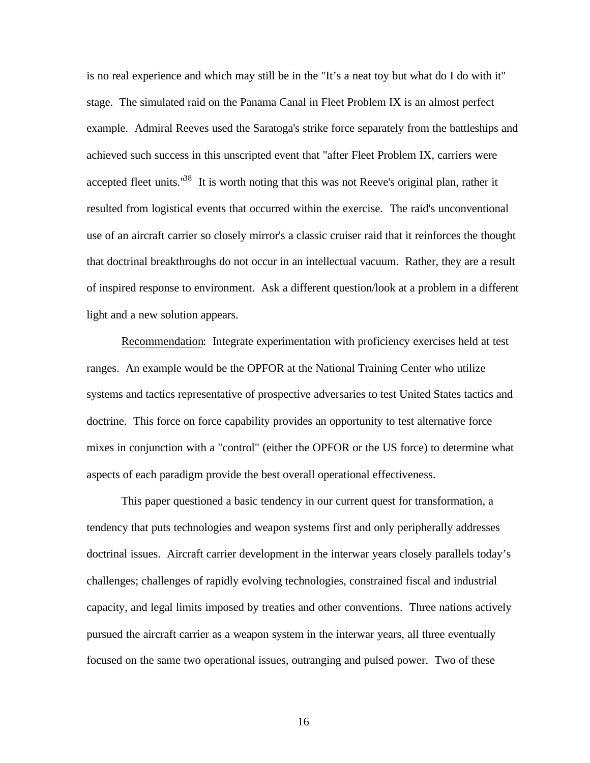is no real experience and which may still be in the "It's a neat toy but what do I do with it" stage. The simulated raid on the Panama Canal in Fleet Problem IX is an almost perfect example. Admiral Reeves used the Saratoga's strike force separately from the battleships and achieved such success in this unscripted event that "after Fleet Problem IX, carriers were accepted fleet units."[38] It is worth noting that this was not Reeve's original plan, rather it resulted from logistical events that occurred within the exercise. The raid's unconventional use of an aircraft carrier so closely mirror's a classic cruiser raid that it reinforces the thought that doctrinal breakthroughs do not occur in an intellectual vacuum. Rather, they are a result of inspired response to environment. Ask a different question/look at a problem in a different light and a new solution appears.

Recommendation: Integrate experimentation with proficiency exercises held at test ranges. An example would be the OPFOR at the National Training Center who utilize systems and tactics representative of prospective adversaries to test United States tactics and doctrine. This force on force capability provides an opportunity to test alternative force mixes in conjunction with a "control" (either the OPFOR or the US force) to determine what aspects of each paradigm provide the best overall operational effectiveness.

This paper questioned a basic tendency in our current quest for transformation, a tendency that puts technologies and weapon systems first and only peripherally addresses doctrinal issues. Aircraft carrier development in the interwar years closely parallels today's challenges; challenges of rapidly evolving technologies, constrained fiscal and industrial capacity, and legal limits imposed by treaties and other conventions. Three nations actively pursued the aircraft carrier as a weapon system in the interwar years, all three eventually focused on the same two operational issues, outranging and pulsed power. Two of these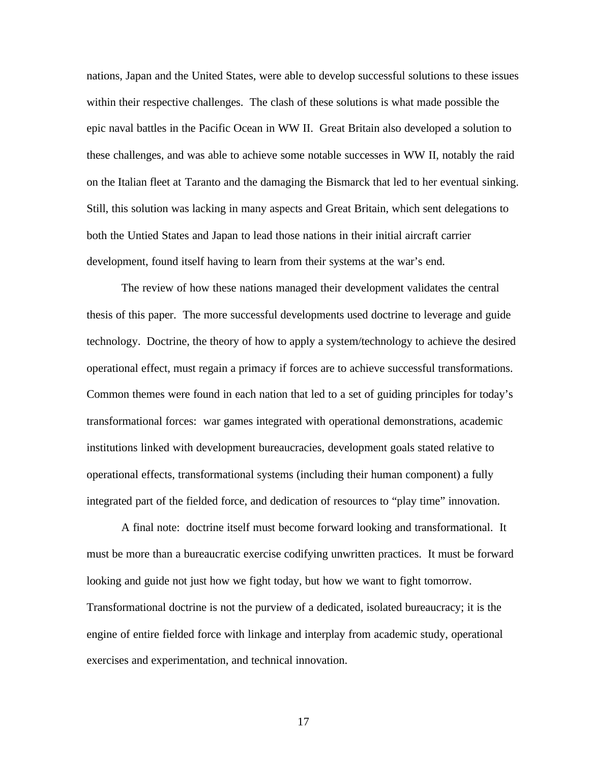nations, Japan and the United States, were able to develop successful solutions to these issues within their respective challenges. The clash of these solutions is what made possible the epic naval battles in the Pacific Ocean in WW II. Great Britain also developed a solution to these challenges, and was able to achieve some notable successes in WW II, notably the raid on the Italian fleet at Taranto and the damaging the Bismarck that led to her eventual sinking. Still, this solution was lacking in many aspects and Great Britain, which sent delegations to both the Untied States and Japan to lead those nations in their initial aircraft carrier development, found itself having to learn from their systems at the war's end.

The review of how these nations managed their development validates the central thesis of this paper. The more successful developments used doctrine to leverage and guide technology. Doctrine, the theory of how to apply a system/technology to achieve the desired operational effect, must regain a primacy if forces are to achieve successful transformations. Common themes were found in each nation that led to a set of guiding principles for today's transformational forces: war games integrated with operational demonstrations, academic institutions linked with development bureaucracies, development goals stated relative to operational effects, transformational systems (including their human component) a fully integrated part of the fielded force, and dedication of resources to "play time" innovation.

A final note: doctrine itself must become forward looking and transformational. It must be more than a bureaucratic exercise codifying unwritten practices. It must be forward looking and guide not just how we fight today, but how we want to fight tomorrow. Transformational doctrine is not the purview of a dedicated, isolated bureaucracy; it is the engine of entire fielded force with linkage and interplay from academic study, operational exercises and experimentation, and technical innovation.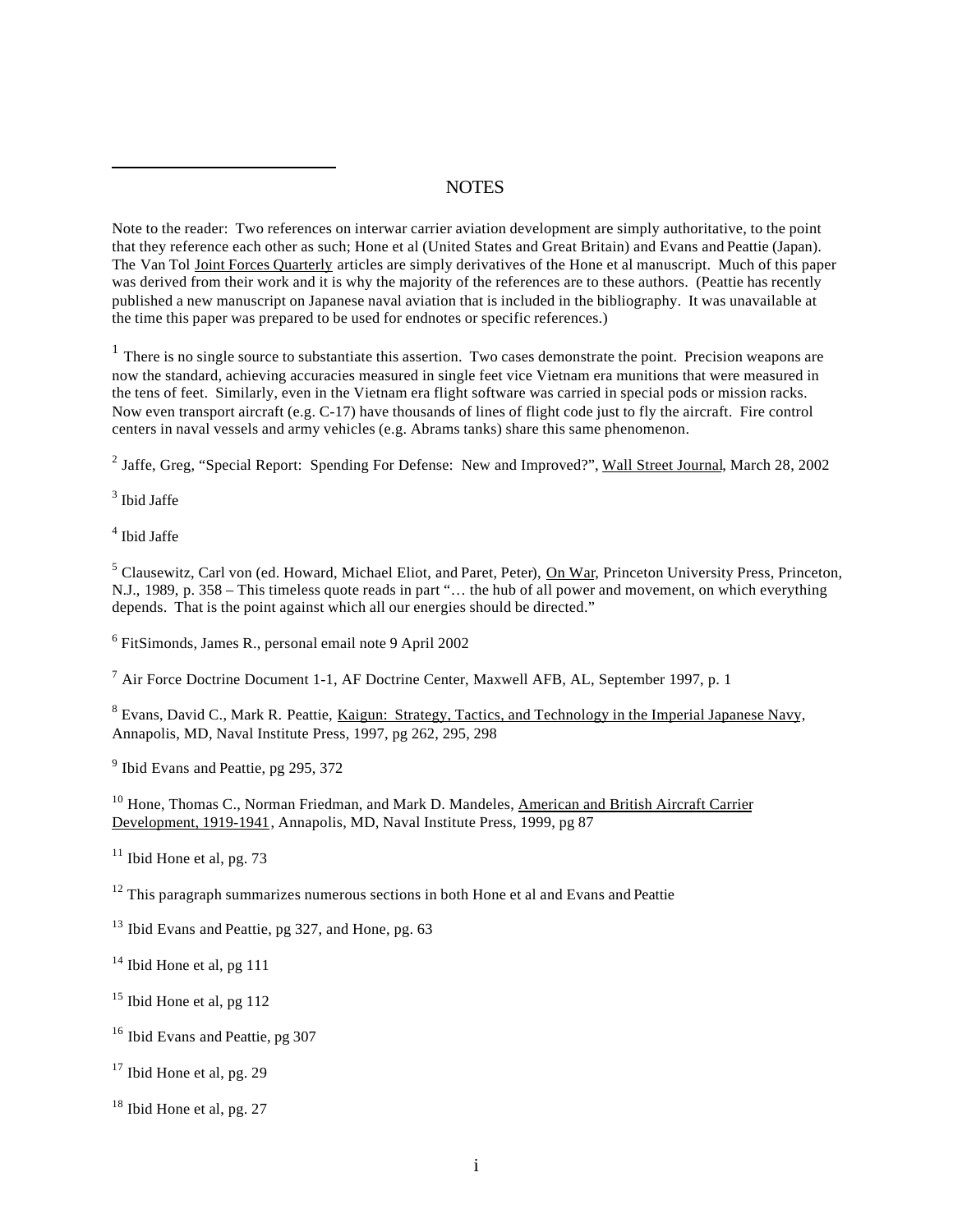## NOTES

Note to the reader: Two references on interwar carrier aviation development are simply authoritative, to the point that they reference each other as such; Hone et al (United States and Great Britain) and Evans and Peattie (Japan). The Van Tol Joint Forces Quarterly articles are simply derivatives of the Hone et al manuscript. Much of this paper was derived from their work and it is why the majority of the references are to these authors. (Peattie has recently published a new manuscript on Japanese naval aviation that is included in the bibliography. It was unavailable at the time this paper was prepared to be used for endnotes or specific references.)

[1] There is no single source to substantiate this assertion. Two cases demonstrate the point. Precision weapons are now the standard, achieving accuracies measured in single feet vice Vietnam era munitions that were measured in the tens of feet. Similarly, even in the Vietnam era flight software was carried in special pods or mission racks. Now even transport aircraft (e.g. C-17) have thousands of lines of flight code just to fly the aircraft. Fire control centers in naval vessels and army vehicles (e.g. Abrams tanks) share this same phenomenon.

[2] Jaffe, Greg, "Special Report: Spending For Defense: New and Improved?", Wall Street Journal, March 28, 2002

[3] Ibid Jaffe

[4] Ibid Jaffe

[5] Clausewitz, Carl von (ed. Howard, Michael Eliot, and Paret, Peter), On War, Princeton University Press, Princeton, N.J., 1989, p. 358 – This timeless quote reads in part "… the hub of all power and movement, on which everything depends. That is the point against which all our energies should be directed."

[6] FitSimonds, James R., personal email note 9 April 2002

[7] Air Force Doctrine Document 1-1, AF Doctrine Center, Maxwell AFB, AL, September 1997, p. 1

[8] Evans, David C., Mark R. Peattie, Kaigun: Strategy, Tactics, and Technology in the Imperial Japanese Navy, Annapolis, MD, Naval Institute Press, 1997, pg 262, 295, 298

[9] Ibid Evans and Peattie, pg 295, 372

[10] Hone, Thomas C., Norman Friedman, and Mark D. Mandeles, American and British Aircraft Carrier Development, 1919-1941, Annapolis, MD, Naval Institute Press, 1999, pg 87

[11] Ibid Hone et al, pg. 73

[12] This paragraph summarizes numerous sections in both Hone et al and Evans and Peattie

[13] Ibid Evans and Peattie, pg 327, and Hone, pg. 63

[14] Ibid Hone et al, pg 111

[15] Ibid Hone et al, pg 112

[16] Ibid Evans and Peattie, pg 307

[17] Ibid Hone et al, pg. 29

[18] Ibid Hone et al, pg. 27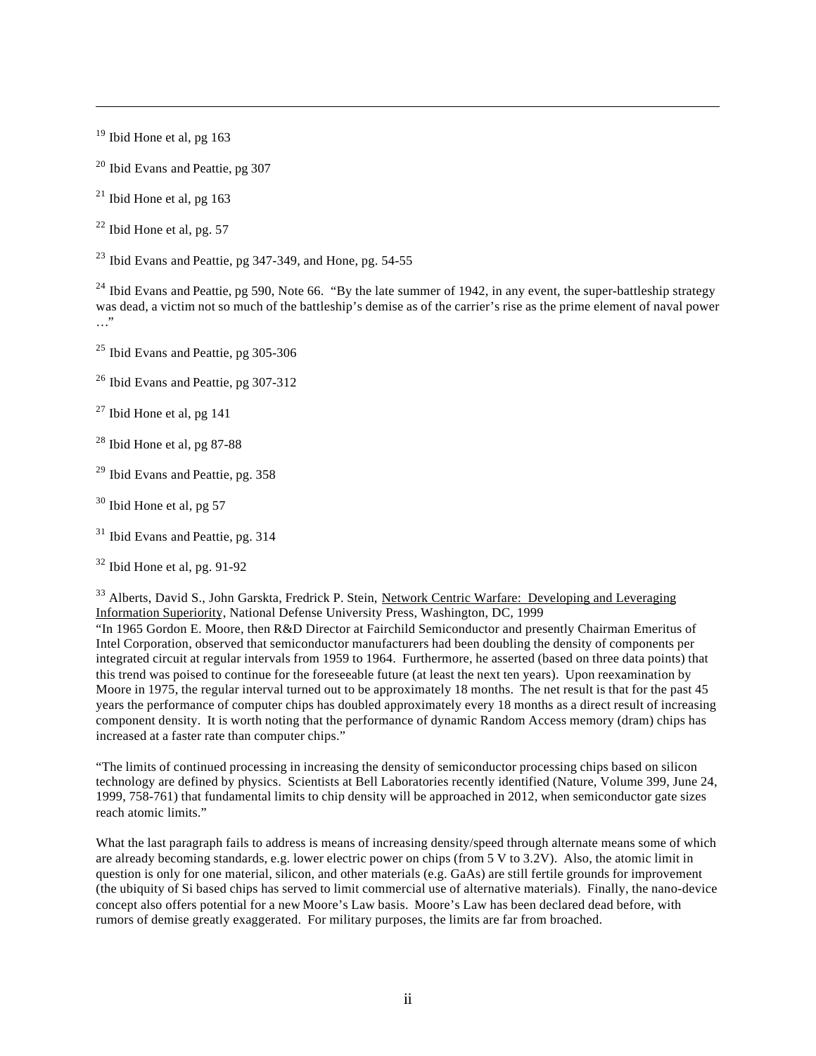[19] Ibid Hone et al, pg 163

[20] Ibid Evans and Peattie, pg 307

[21] Ibid Hone et al, pg 163

[22] Ibid Hone et al, pg. 57

[23] Ibid Evans and Peattie, pg 347-349, and Hone, pg. 54-55

[24] Ibid Evans and Peattie, pg 590, Note 66. "By the late summer of 1942, in any event, the super-battleship strategy was dead, a victim not so much of the battleship's demise as of the carrier's rise as the prime element of naval power …"

[25] Ibid Evans and Peattie, pg 305-306

[26] Ibid Evans and Peattie, pg 307-312

[27] Ibid Hone et al, pg 141

[28] Ibid Hone et al, pg 87-88

[29] Ibid Evans and Peattie, pg. 358

[30] Ibid Hone et al, pg 57

[31] Ibid Evans and Peattie, pg. 314

[32] Ibid Hone et al, pg. 91-92

[33] Alberts, David S., John Garskta, Fredrick P. Stein, Network Centric Warfare: Developing and Leveraging Information Superiority, National Defense University Press, Washington, DC, 1999
"In 1965 Gordon E. Moore, then R&D Director at Fairchild Semiconductor and presently Chairman Emeritus of Intel Corporation, observed that semiconductor manufacturers had been doubling the density of components per integrated circuit at regular intervals from 1959 to 1964. Furthermore, he asserted (based on three data points) that this trend was poised to continue for the foreseeable future (at least the next ten years). Upon reexamination by Moore in 1975, the regular interval turned out to be approximately 18 months. The net result is that for the past 45 years the performance of computer chips has doubled approximately every 18 months as a direct result of increasing component density. It is worth noting that the performance of dynamic Random Access memory (dram) chips has increased at a faster rate than computer chips."

"The limits of continued processing in increasing the density of semiconductor processing chips based on silicon technology are defined by physics. Scientists at Bell Laboratories recently identified (Nature, Volume 399, June 24, 1999, 758-761) that fundamental limits to chip density will be approached in 2012, when semiconductor gate sizes reach atomic limits."

What the last paragraph fails to address is means of increasing density/speed through alternate means some of which are already becoming standards, e.g. lower electric power on chips (from 5 V to 3.2V). Also, the atomic limit in question is only for one material, silicon, and other materials (e.g. GaAs) are still fertile grounds for improvement (the ubiquity of Si based chips has served to limit commercial use of alternative materials). Finally, the nano-device concept also offers potential for a new Moore's Law basis. Moore's Law has been declared dead before, with rumors of demise greatly exaggerated. For military purposes, the limits are far from broached.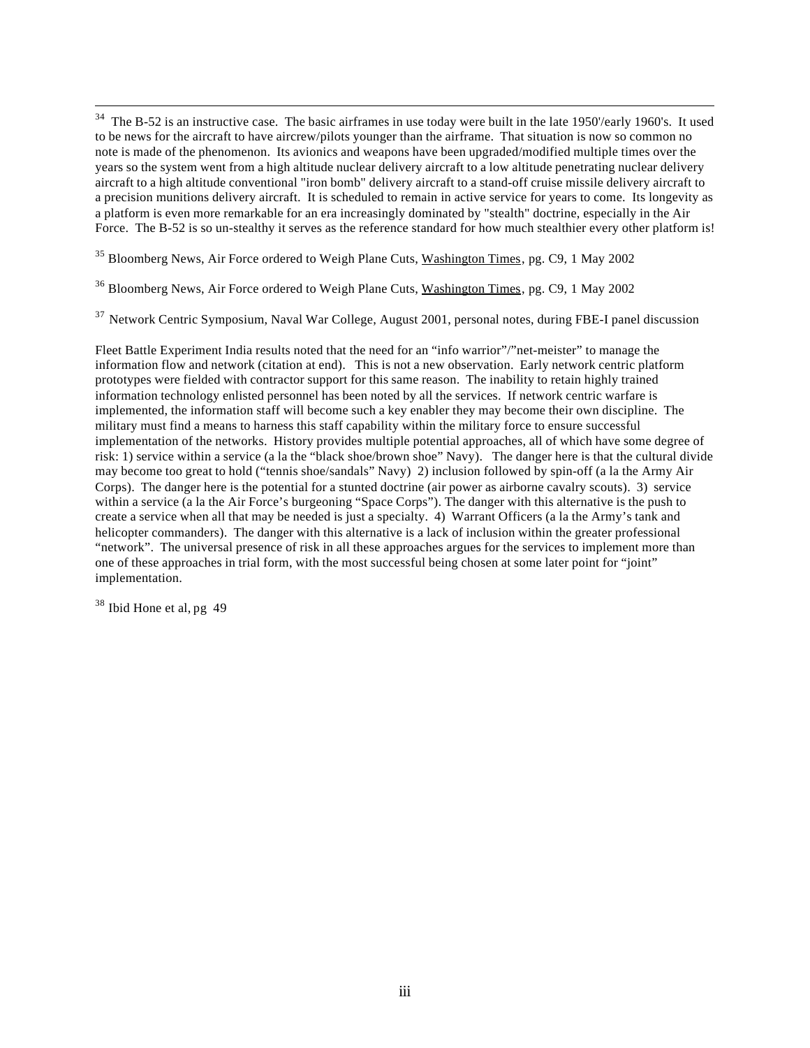[34] The B-52 is an instructive case. The basic airframes in use today were built in the late 1950'/early 1960's. It used to be news for the aircraft to have aircrew/pilots younger than the airframe. That situation is now so common no note is made of the phenomenon. Its avionics and weapons have been upgraded/modified multiple times over the years so the system went from a high altitude nuclear delivery aircraft to a low altitude penetrating nuclear delivery aircraft to a high altitude conventional "iron bomb" delivery aircraft to a stand-off cruise missile delivery aircraft to a precision munitions delivery aircraft. It is scheduled to remain in active service for years to come. Its longevity as a platform is even more remarkable for an era increasingly dominated by "stealth" doctrine, especially in the Air Force. The B-52 is so un-stealthy it serves as the reference standard for how much stealthier every other platform is!

[35] Bloomberg News, Air Force ordered to Weigh Plane Cuts, Washington Times, pg. C9, 1 May 2002

[36] Bloomberg News, Air Force ordered to Weigh Plane Cuts, Washington Times, pg. C9, 1 May 2002

[37] Network Centric Symposium, Naval War College, August 2001, personal notes, during FBE-I panel discussion

Fleet Battle Experiment India results noted that the need for an "info warrior"/"net-meister" to manage the information flow and network (citation at end). This is not a new observation. Early network centric platform prototypes were fielded with contractor support for this same reason. The inability to retain highly trained information technology enlisted personnel has been noted by all the services. If network centric warfare is implemented, the information staff will become such a key enabler they may become their own discipline. The military must find a means to harness this staff capability within the military force to ensure successful implementation of the networks. History provides multiple potential approaches, all of which have some degree of risk: 1) service within a service (a la the "black shoe/brown shoe" Navy). The danger here is that the cultural divide may become too great to hold ("tennis shoe/sandals" Navy) 2) inclusion followed by spin-off (a la the Army Air Corps). The danger here is the potential for a stunted doctrine (air power as airborne cavalry scouts). 3) service within a service (a la the Air Force's burgeoning "Space Corps"). The danger with this alternative is the push to create a service when all that may be needed is just a specialty. 4) Warrant Officers (a la the Army's tank and helicopter commanders). The danger with this alternative is a lack of inclusion within the greater professional "network". The universal presence of risk in all these approaches argues for the services to implement more than one of these approaches in trial form, with the most successful being chosen at some later point for "joint" implementation.

[38] Ibid Hone et al, pg 49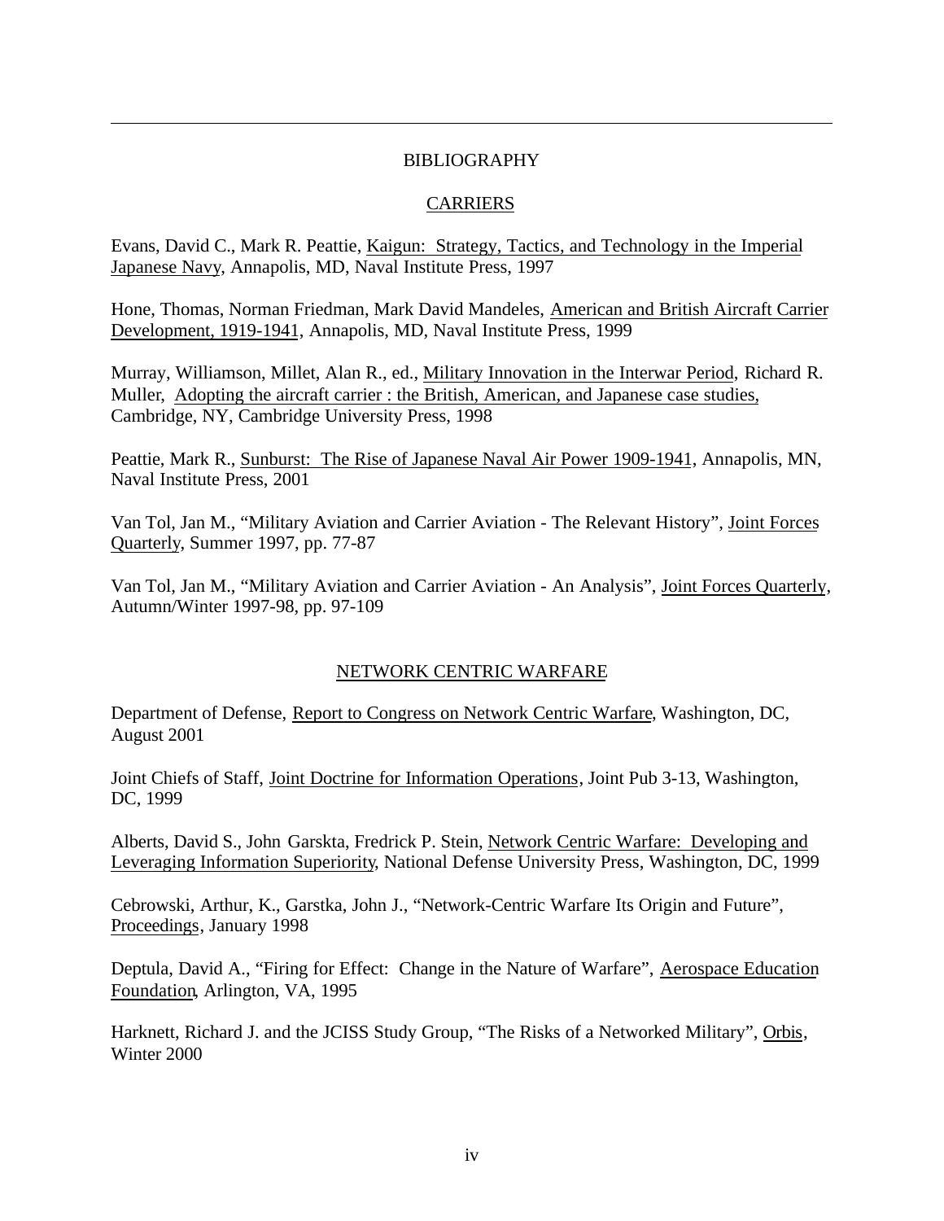# BIBLIOGRAPHY

## CARRIERS

Evans, David C., Mark R. Peattie, Kaigun: Strategy, Tactics, and Technology in the Imperial Japanese Navy, Annapolis, MD, Naval Institute Press, 1997

Hone, Thomas, Norman Friedman, Mark David Mandeles, American and British Aircraft Carrier Development, 1919-1941, Annapolis, MD, Naval Institute Press, 1999

Murray, Williamson, Millet, Alan R., ed., Military Innovation in the Interwar Period, Richard R. Muller, Adopting the aircraft carrier : the British, American, and Japanese case studies, Cambridge, NY, Cambridge University Press, 1998

Peattie, Mark R., Sunburst: The Rise of Japanese Naval Air Power 1909-1941, Annapolis, MN, Naval Institute Press, 2001

Van Tol, Jan M., "Military Aviation and Carrier Aviation - The Relevant History", Joint Forces Quarterly, Summer 1997, pp. 77-87

Van Tol, Jan M., "Military Aviation and Carrier Aviation - An Analysis", Joint Forces Quarterly, Autumn/Winter 1997-98, pp. 97-109

## NETWORK CENTRIC WARFARE

Department of Defense, Report to Congress on Network Centric Warfare, Washington, DC, August 2001

Joint Chiefs of Staff, Joint Doctrine for Information Operations, Joint Pub 3-13, Washington, DC, 1999

Alberts, David S., John Garskta, Fredrick P. Stein, Network Centric Warfare: Developing and Leveraging Information Superiority, National Defense University Press, Washington, DC, 1999

Cebrowski, Arthur, K., Garstka, John J., "Network-Centric Warfare Its Origin and Future", Proceedings, January 1998

Deptula, David A., "Firing for Effect: Change in the Nature of Warfare", Aerospace Education Foundation, Arlington, VA, 1995

Harknett, Richard J. and the JCISS Study Group, "The Risks of a Networked Military", Orbis, Winter 2000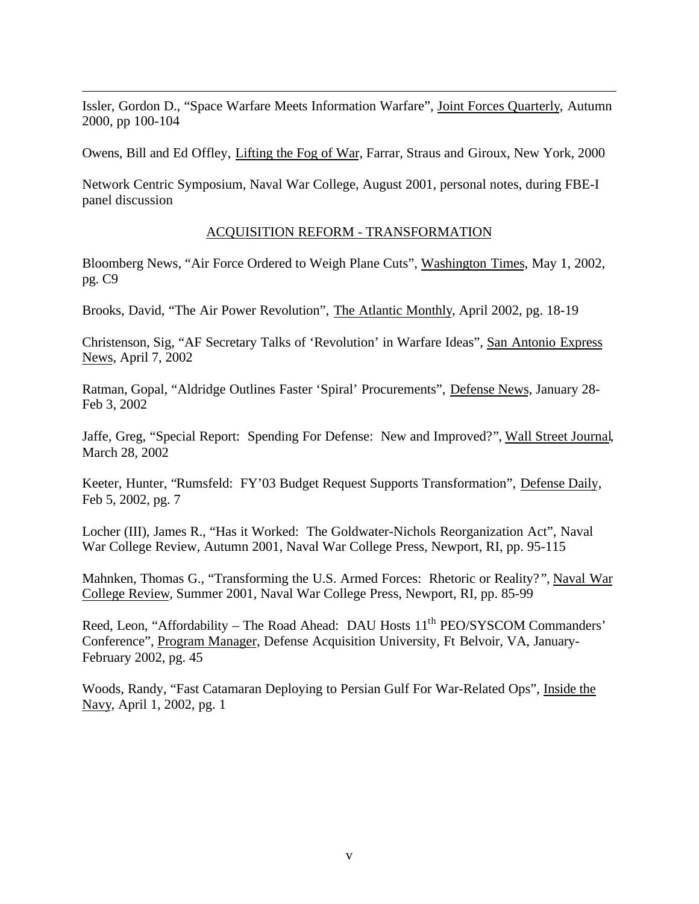Issler, Gordon D., "Space Warfare Meets Information Warfare", Joint Forces Quarterly, Autumn 2000, pp 100-104

Owens, Bill and Ed Offley, Lifting the Fog of War, Farrar, Straus and Giroux, New York, 2000

Network Centric Symposium, Naval War College, August 2001, personal notes, during FBE-I panel discussion

## ACQUISITION REFORM - TRANSFORMATION

Bloomberg News, "Air Force Ordered to Weigh Plane Cuts", Washington Times, May 1, 2002, pg. C9

Brooks, David, "The Air Power Revolution", The Atlantic Monthly, April 2002, pg. 18-19

Christenson, Sig, "AF Secretary Talks of 'Revolution' in Warfare Ideas", San Antonio Express News, April 7, 2002

Ratman, Gopal, "Aldridge Outlines Faster 'Spiral' Procurements", Defense News, January 28-Feb 3, 2002

Jaffe, Greg, "Special Report: Spending For Defense: New and Improved?", Wall Street Journal, March 28, 2002

Keeter, Hunter, "Rumsfeld: FY'03 Budget Request Supports Transformation", Defense Daily, Feb 5, 2002, pg. 7

Locher (III), James R., "Has it Worked: The Goldwater-Nichols Reorganization Act", Naval War College Review, Autumn 2001, Naval War College Press, Newport, RI, pp. 95-115

Mahnken, Thomas G., "Transforming the U.S. Armed Forces: Rhetoric or Reality?", Naval War College Review, Summer 2001, Naval War College Press, Newport, RI, pp. 85-99

Reed, Leon, "Affordability – The Road Ahead: DAU Hosts 11th PEO/SYSCOM Commanders' Conference", Program Manager, Defense Acquisition University, Ft Belvoir, VA, January-February 2002, pg. 45

Woods, Randy, "Fast Catamaran Deploying to Persian Gulf For War-Related Ops", Inside the Navy, April 1, 2002, pg. 1